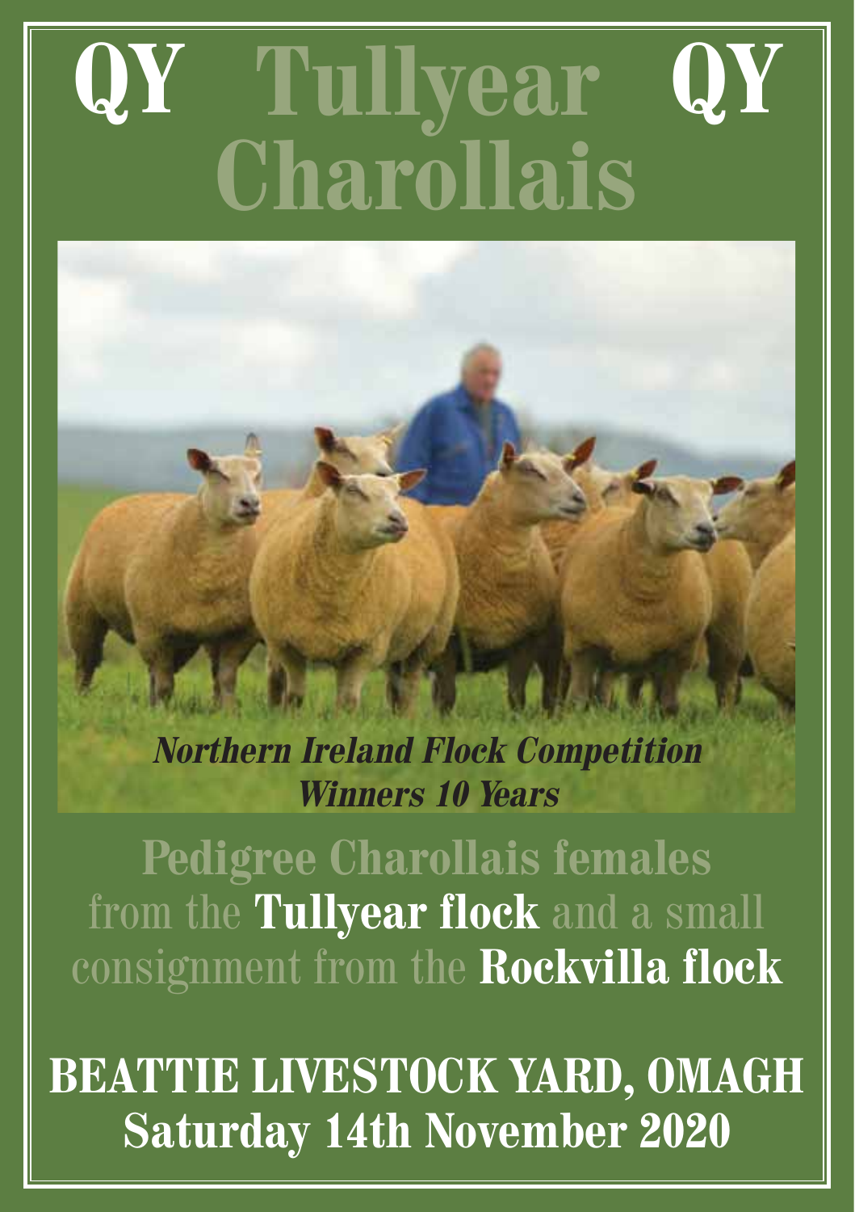# QY Tullyear QY Charollais

***Northern Ireland Flock Competition Winners 10 Years***

## Pedigree Charollais females from the **Tullyear flock** and a small consignment from the **Rockvilla flock**

## BEATTIE LIVESTOCK YARD, OMAGH
## Saturday 14th November 2020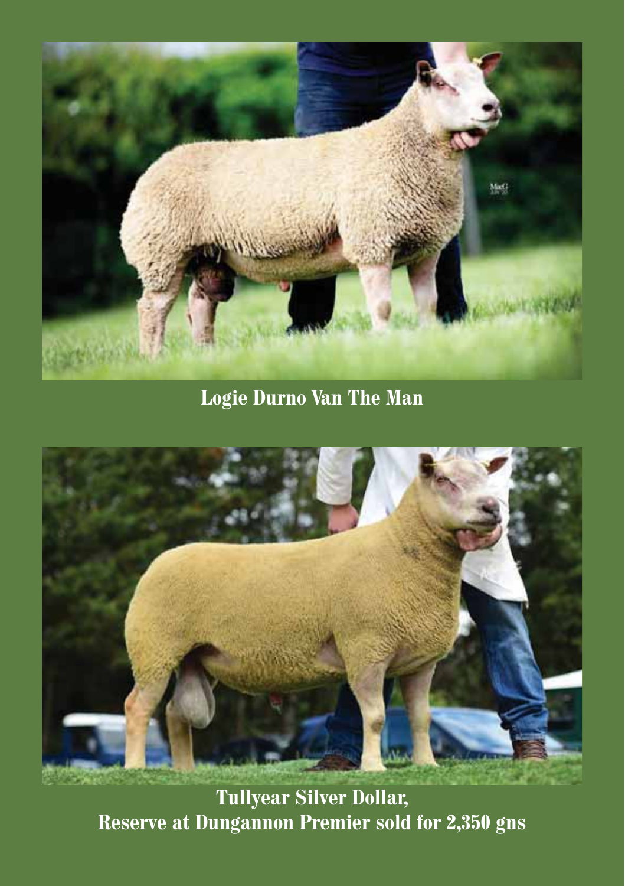**Logie Durno Van The Man**

**Tullyear Silver Dollar,**
**Reserve at Dungannon Premier sold for 2,350 gns**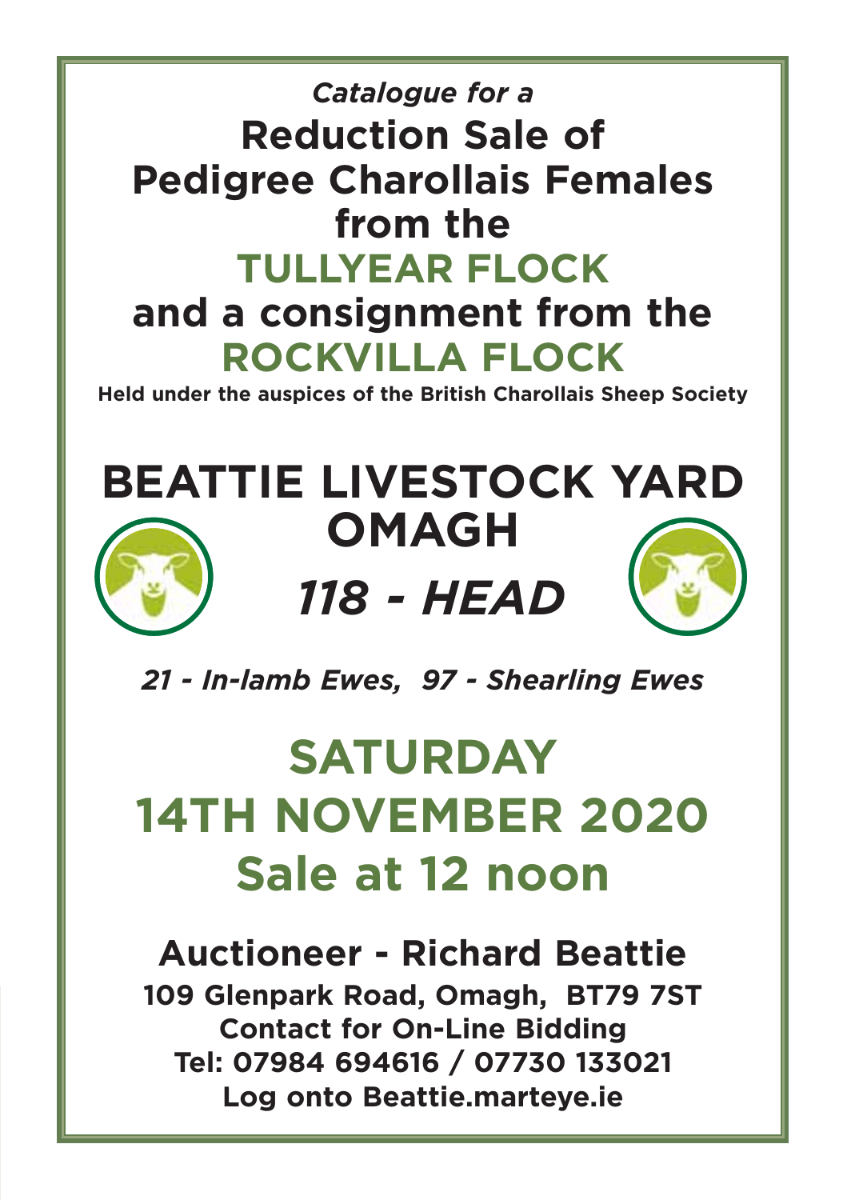*Catalogue for a*

# Reduction Sale of Pedigree Charollais Females from the TULLYEAR FLOCK and a consignment from the ROCKVILLA FLOCK

**Held under the auspices of the British Charollais Sheep Society**

# BEATTIE LIVESTOCK YARD OMAGH

## *118 - HEAD*

***21 - In-lamb Ewes, 97 - Shearling Ewes***

# SATURDAY 14TH NOVEMBER 2020 Sale at 12 noon

## Auctioneer - Richard Beattie

**109 Glenpark Road, Omagh, BT79 7ST**
**Contact for On-Line Bidding**
**Tel: 07984 694616 / 07730 133021**
**Log onto Beattie.marteye.ie**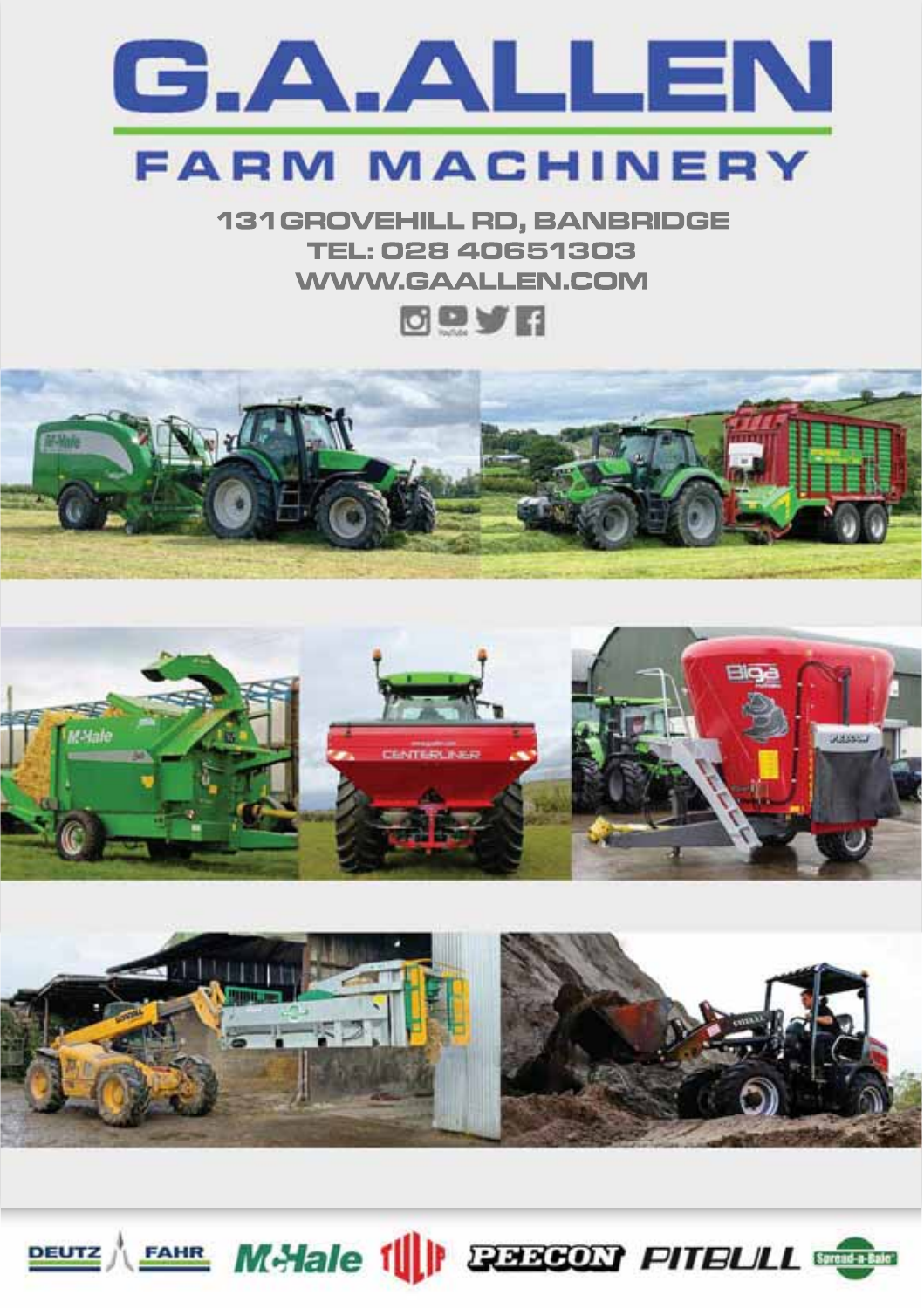# G.A.ALLEN

## FARM MACHINERY

131 GROVEHILL RD, BANBRIDGE
TEL: 028 40651303
WWW.GAALLEN.COM

DEUTZ FAHR | McHale | TULIP | PEECON | PITBULL | Spread-a-Bale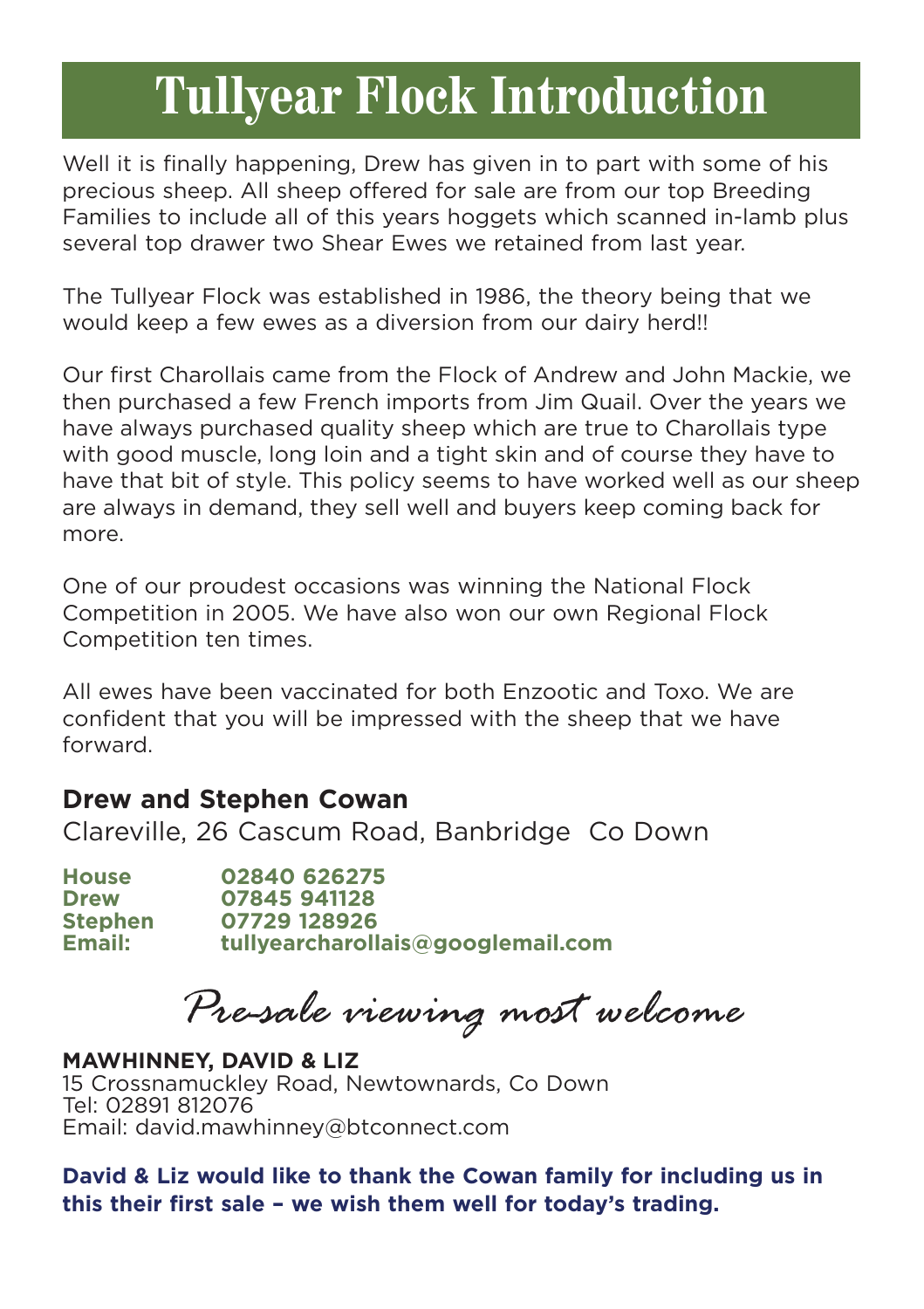# Tullyear Flock Introduction

Well it is finally happening, Drew has given in to part with some of his precious sheep. All sheep offered for sale are from our top Breeding Families to include all of this years hoggets which scanned in-lamb plus several top drawer two Shear Ewes we retained from last year.

The Tullyear Flock was established in 1986, the theory being that we would keep a few ewes as a diversion from our dairy herd!!

Our first Charollais came from the Flock of Andrew and John Mackie, we then purchased a few French imports from Jim Quail. Over the years we have always purchased quality sheep which are true to Charollais type with good muscle, long loin and a tight skin and of course they have to have that bit of style. This policy seems to have worked well as our sheep are always in demand, they sell well and buyers keep coming back for more.

One of our proudest occasions was winning the National Flock Competition in 2005. We have also won our own Regional Flock Competition ten times.

All ewes have been vaccinated for both Enzootic and Toxo. We are confident that you will be impressed with the sheep that we have forward.

**Drew and Stephen Cowan**

Clareville, 26 Cascum Road, Banbridge Co Down

**House** **02840 626275**
**Drew** **07845 941128**
**Stephen** **07729 128926**
**Email:** **tullyearcharollais@googlemail.com**

*Pre-sale viewing most welcome*

**MAWHINNEY, DAVID & LIZ**
15 Crossnamuckley Road, Newtownards, Co Down
Tel: 02891 812076
Email: david.mawhinney@btconnect.com

**David & Liz would like to thank the Cowan family for including us in this their first sale – we wish them well for today's trading.**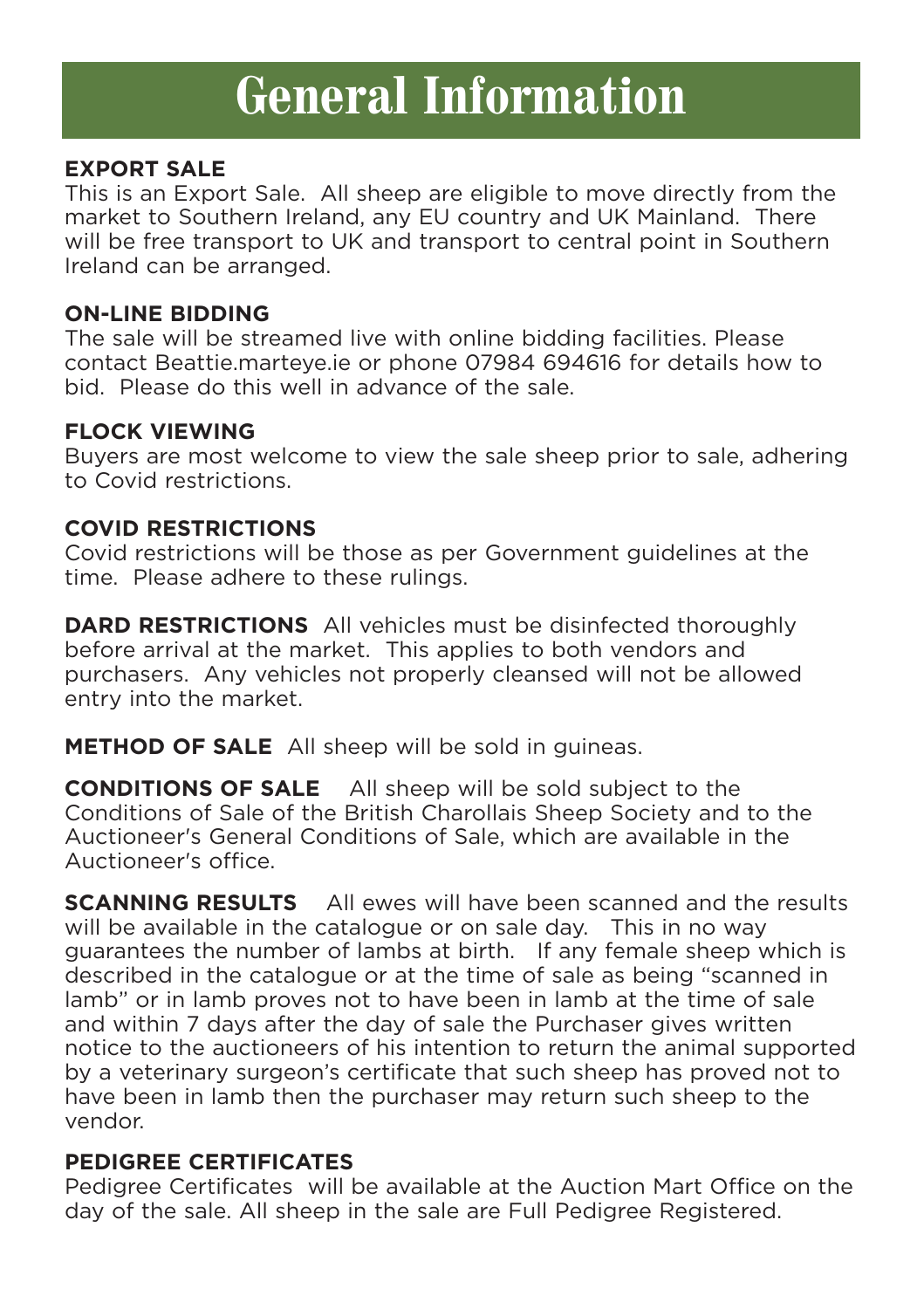# General Information

**EXPORT SALE**
This is an Export Sale. All sheep are eligible to move directly from the market to Southern Ireland, any EU country and UK Mainland. There will be free transport to UK and transport to central point in Southern Ireland can be arranged.

**ON-LINE BIDDING**
The sale will be streamed live with online bidding facilities. Please contact Beattie.marteye.ie or phone 07984 694616 for details how to bid. Please do this well in advance of the sale.

**FLOCK VIEWING**
Buyers are most welcome to view the sale sheep prior to sale, adhering to Covid restrictions.

**COVID RESTRICTIONS**
Covid restrictions will be those as per Government guidelines at the time. Please adhere to these rulings.

**DARD RESTRICTIONS** All vehicles must be disinfected thoroughly before arrival at the market. This applies to both vendors and purchasers. Any vehicles not properly cleansed will not be allowed entry into the market.

**METHOD OF SALE** All sheep will be sold in guineas.

**CONDITIONS OF SALE** All sheep will be sold subject to the Conditions of Sale of the British Charollais Sheep Society and to the Auctioneer's General Conditions of Sale, which are available in the Auctioneer's office.

**SCANNING RESULTS** All ewes will have been scanned and the results will be available in the catalogue or on sale day. This in no way guarantees the number of lambs at birth. If any female sheep which is described in the catalogue or at the time of sale as being "scanned in lamb" or in lamb proves not to have been in lamb at the time of sale and within 7 days after the day of sale the Purchaser gives written notice to the auctioneers of his intention to return the animal supported by a veterinary surgeon's certificate that such sheep has proved not to have been in lamb then the purchaser may return such sheep to the vendor.

**PEDIGREE CERTIFICATES**
Pedigree Certificates will be available at the Auction Mart Office on the day of the sale. All sheep in the sale are Full Pedigree Registered.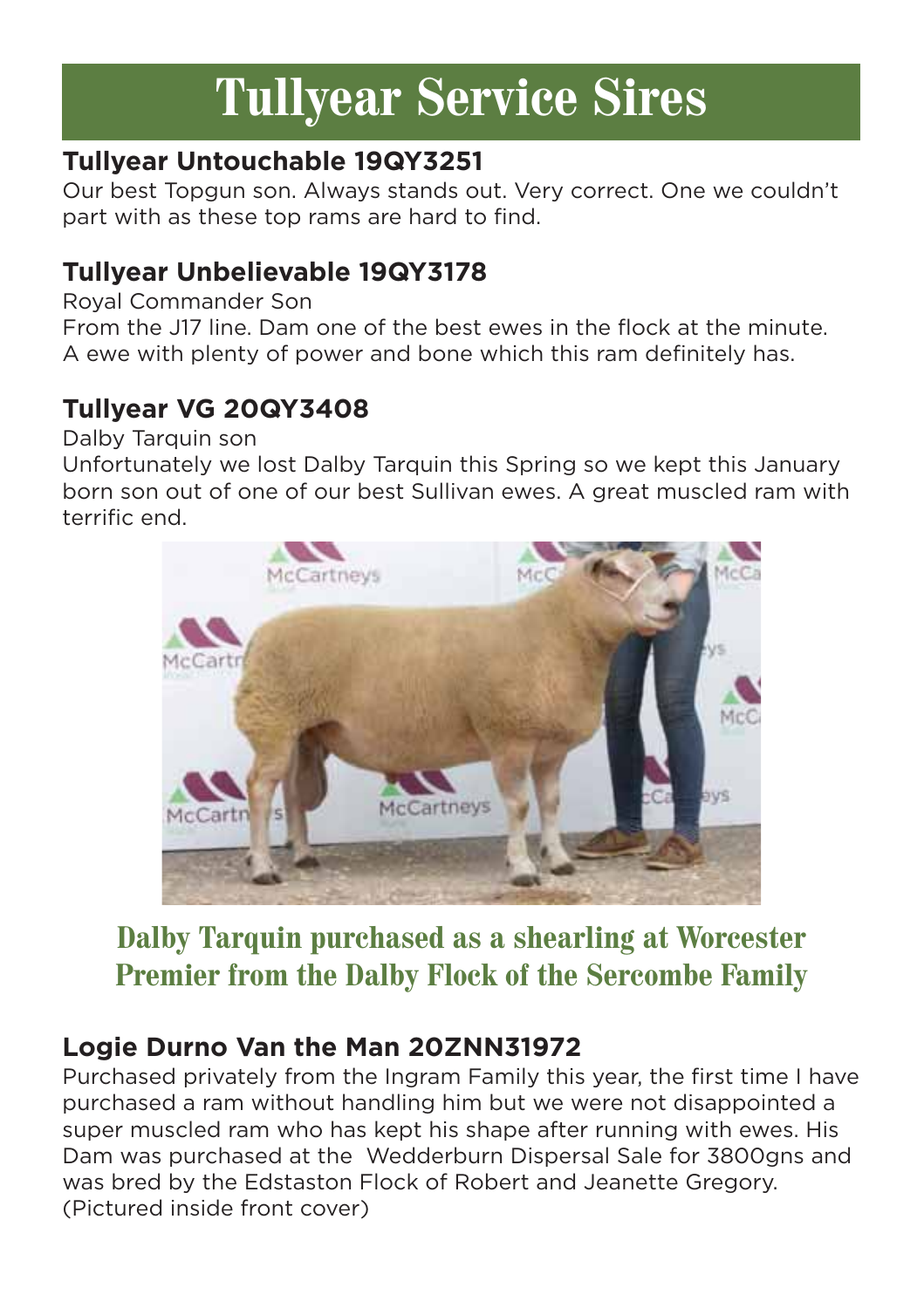# Tullyear Service Sires

### Tullyear Untouchable 19QY3251

Our best Topgun son. Always stands out. Very correct. One we couldn't part with as these top rams are hard to find.

### Tullyear Unbelievable 19QY3178

Royal Commander Son
From the J17 line. Dam one of the best ewes in the flock at the minute. A ewe with plenty of power and bone which this ram definitely has.

### Tullyear VG 20QY3408

Dalby Tarquin son
Unfortunately we lost Dalby Tarquin this Spring so we kept this January born son out of one of our best Sullivan ewes. A great muscled ram with terrific end.

**Dalby Tarquin purchased as a shearling at Worcester Premier from the Dalby Flock of the Sercombe Family**

### Logie Durno Van the Man 20ZNN31972

Purchased privately from the Ingram Family this year, the first time I have purchased a ram without handling him but we were not disappointed a super muscled ram who has kept his shape after running with ewes. His Dam was purchased at the Wedderburn Dispersal Sale for 3800gns and was bred by the Edstaston Flock of Robert and Jeanette Gregory. (Pictured inside front cover)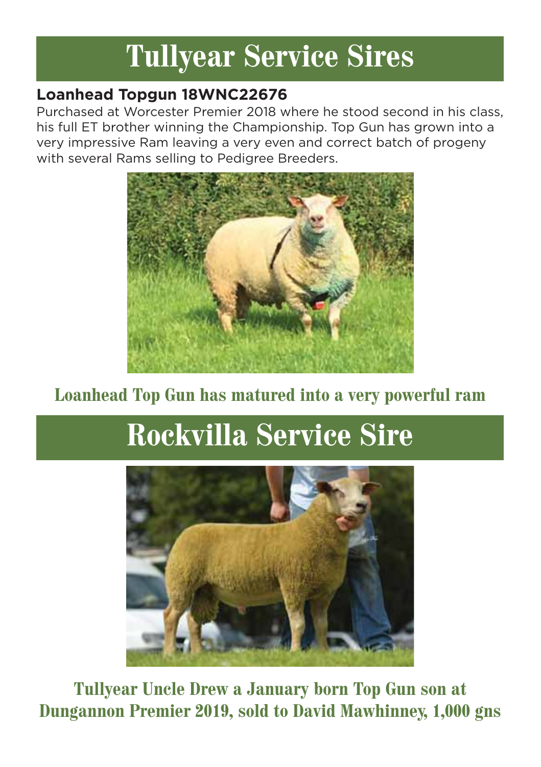# Tullyear Service Sires

**Loanhead Topgun 18WNC22676**

Purchased at Worcester Premier 2018 where he stood second in his class, his full ET brother winning the Championship. Top Gun has grown into a very impressive Ram leaving a very even and correct batch of progeny with several Rams selling to Pedigree Breeders.

**Loanhead Top Gun has matured into a very powerful ram**

# Rockvilla Service Sire

**Tullyear Uncle Drew a January born Top Gun son at Dungannon Premier 2019, sold to David Mawhinney, 1,000 gns**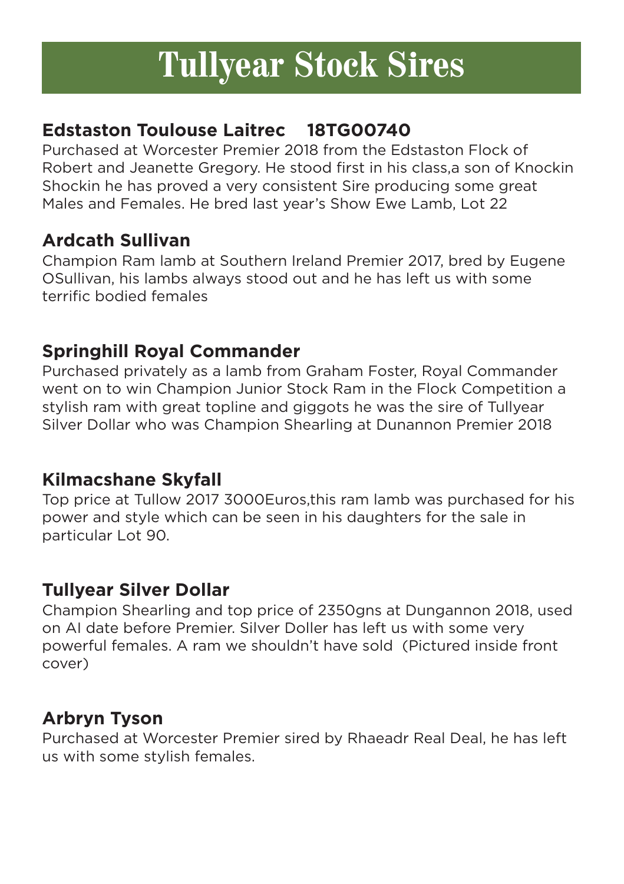# Tullyear Stock Sires

## Edstaston Toulouse Laitrec    18TG00740

Purchased at Worcester Premier 2018 from the Edstaston Flock of Robert and Jeanette Gregory. He stood first in his class,a son of Knockin Shockin he has proved a very consistent Sire producing some great Males and Females. He bred last year's Show Ewe Lamb, Lot 22

## Ardcath Sullivan

Champion Ram lamb at Southern Ireland Premier 2017, bred by Eugene OSullivan, his lambs always stood out and he has left us with some terrific bodied females

## Springhill Royal Commander

Purchased privately as a lamb from Graham Foster, Royal Commander went on to win Champion Junior Stock Ram in the Flock Competition a stylish ram with great topline and giggots he was the sire of Tullyear Silver Dollar who was Champion Shearling at Dunannon Premier 2018

## Kilmacshane Skyfall

Top price at Tullow 2017 3000Euros,this ram lamb was purchased for his power and style which can be seen in his daughters for the sale in particular Lot 90.

## Tullyear Silver Dollar

Champion Shearling and top price of 2350gns at Dungannon 2018, used on AI date before Premier. Silver Doller has left us with some very powerful females. A ram we shouldn't have sold  (Pictured inside front cover)

## Arbryn Tyson

Purchased at Worcester Premier sired by Rhaeadr Real Deal, he has left us with some stylish females.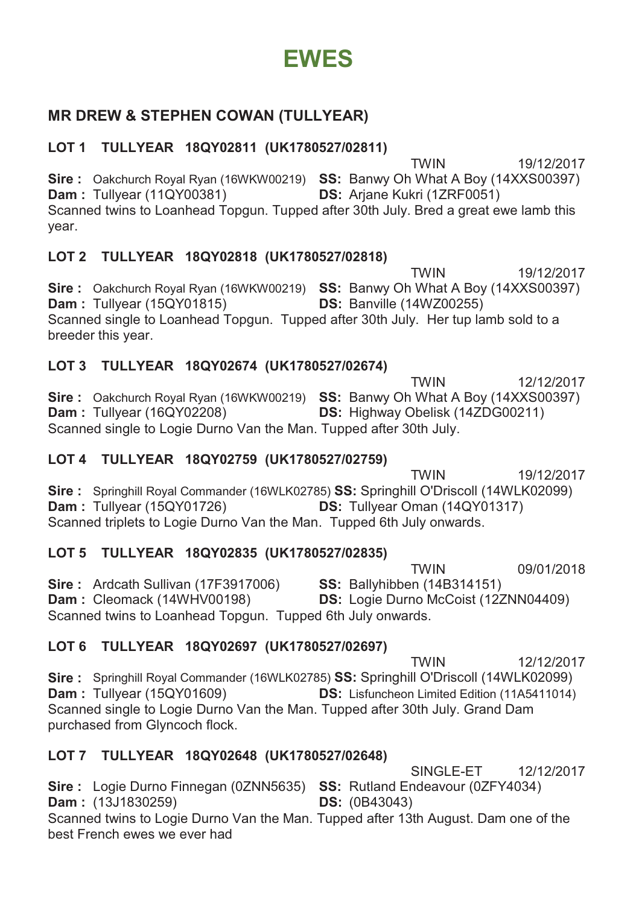# EWES

## MR DREW & STEPHEN COWAN (TULLYEAR)

### LOT 1 TULLYEAR 18QY02811 (UK1780527/02811)

TWIN 19/12/2017

**Sire :** Oakchurch Royal Ryan (16WKW00219) **SS:** Banwy Oh What A Boy (14XXS00397)
**Dam :** Tullyear (11QY00381) **DS:** Arjane Kukri (1ZRF0051)

Scanned twins to Loanhead Topgun. Tupped after 30th July. Bred a great ewe lamb this year.

### LOT 2 TULLYEAR 18QY02818 (UK1780527/02818)

TWIN 19/12/2017

**Sire :** Oakchurch Royal Ryan (16WKW00219) **SS:** Banwy Oh What A Boy (14XXS00397)
**Dam :** Tullyear (15QY01815) **DS:** Banville (14WZ00255)

Scanned single to Loanhead Topgun. Tupped after 30th July. Her tup lamb sold to a breeder this year.

### LOT 3 TULLYEAR 18QY02674 (UK1780527/02674)

TWIN 12/12/2017

**Sire :** Oakchurch Royal Ryan (16WKW00219) **SS:** Banwy Oh What A Boy (14XXS00397)
**Dam :** Tullyear (16QY02208) **DS:** Highway Obelisk (14ZDG00211)

Scanned single to Logie Durno Van the Man. Tupped after 30th July.

### LOT 4 TULLYEAR 18QY02759 (UK1780527/02759)

TWIN 19/12/2017

**Sire :** Springhill Royal Commander (16WLK02785) **SS:** Springhill O'Driscoll (14WLK02099)
**Dam :** Tullyear (15QY01726) **DS:** Tullyear Oman (14QY01317)

Scanned triplets to Logie Durno Van the Man. Tupped 6th July onwards.

### LOT 5 TULLYEAR 18QY02835 (UK1780527/02835)

TWIN 09/01/2018

**Sire :** Ardcath Sullivan (17F3917006) **SS:** Ballyhibben (14B314151)
**Dam :** Cleomack (14WHV00198) **DS:** Logie Durno McCoist (12ZNN04409)

Scanned twins to Loanhead Topgun. Tupped 6th July onwards.

### LOT 6 TULLYEAR 18QY02697 (UK1780527/02697)

TWIN 12/12/2017

**Sire :** Springhill Royal Commander (16WLK02785) **SS:** Springhill O'Driscoll (14WLK02099)
**Dam :** Tullyear (15QY01609) **DS:** Lisfuncheon Limited Edition (11A5411014)

Scanned single to Logie Durno Van the Man. Tupped after 30th July. Grand Dam purchased from Glyncoch flock.

### LOT 7 TULLYEAR 18QY02648 (UK1780527/02648)

SINGLE-ET 12/12/2017

**Sire :** Logie Durno Finnegan (0ZNN5635) **SS:** Rutland Endeavour (0ZFY4034)
**Dam :** (13J1830259) **DS:** (0B43043)

Scanned twins to Logie Durno Van the Man. Tupped after 13th August. Dam one of the best French ewes we ever had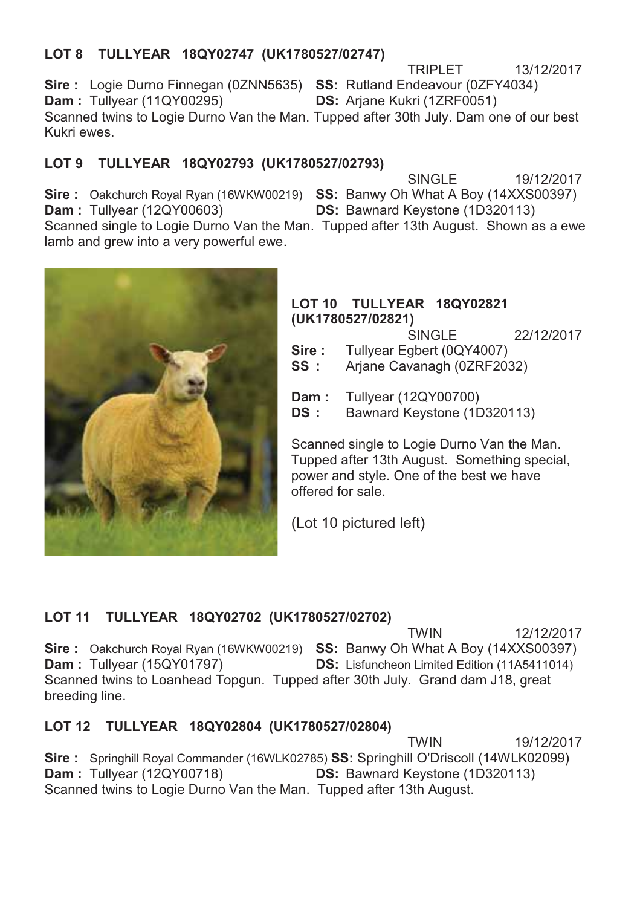### LOT 8 TULLYEAR 18QY02747 (UK1780527/02747)

TRIPLET 13/12/2017

**Sire :** Logie Durno Finnegan (0ZNN5635) **SS:** Rutland Endeavour (0ZFY4034)
**Dam :** Tullyear (11QY00295) **DS:** Arjane Kukri (1ZRF0051)

Scanned twins to Logie Durno Van the Man. Tupped after 30th July. Dam one of our best Kukri ewes.

### LOT 9 TULLYEAR 18QY02793 (UK1780527/02793)

SINGLE 19/12/2017

**Sire :** Oakchurch Royal Ryan (16WKW00219) **SS:** Banwy Oh What A Boy (14XXS00397)
**Dam :** Tullyear (12QY00603) **DS:** Bawnard Keystone (1D320113)

Scanned single to Logie Durno Van the Man. Tupped after 13th August. Shown as a ewe lamb and grew into a very powerful ewe.

### LOT 10 TULLYEAR 18QY02821 (UK1780527/02821)

SINGLE 22/12/2017

**Sire :** Tullyear Egbert (0QY4007)
**SS :** Arjane Cavanagh (0ZRF2032)

**Dam :** Tullyear (12QY00700)
**DS :** Bawnard Keystone (1D320113)

Scanned single to Logie Durno Van the Man. Tupped after 13th August. Something special, power and style. One of the best we have offered for sale.

(Lot 10 pictured left)

### LOT 11 TULLYEAR 18QY02702 (UK1780527/02702)

TWIN 12/12/2017

**Sire :** Oakchurch Royal Ryan (16WKW00219) **SS:** Banwy Oh What A Boy (14XXS00397)
**Dam :** Tullyear (15QY01797) **DS:** Lisfuncheon Limited Edition (11A5411014)

Scanned twins to Loanhead Topgun. Tupped after 30th July. Grand dam J18, great breeding line.

### LOT 12 TULLYEAR 18QY02804 (UK1780527/02804)

TWIN 19/12/2017

**Sire :** Springhill Royal Commander (16WLK02785) **SS:** Springhill O'Driscoll (14WLK02099)
**Dam :** Tullyear (12QY00718) **DS:** Bawnard Keystone (1D320113)

Scanned twins to Logie Durno Van the Man. Tupped after 13th August.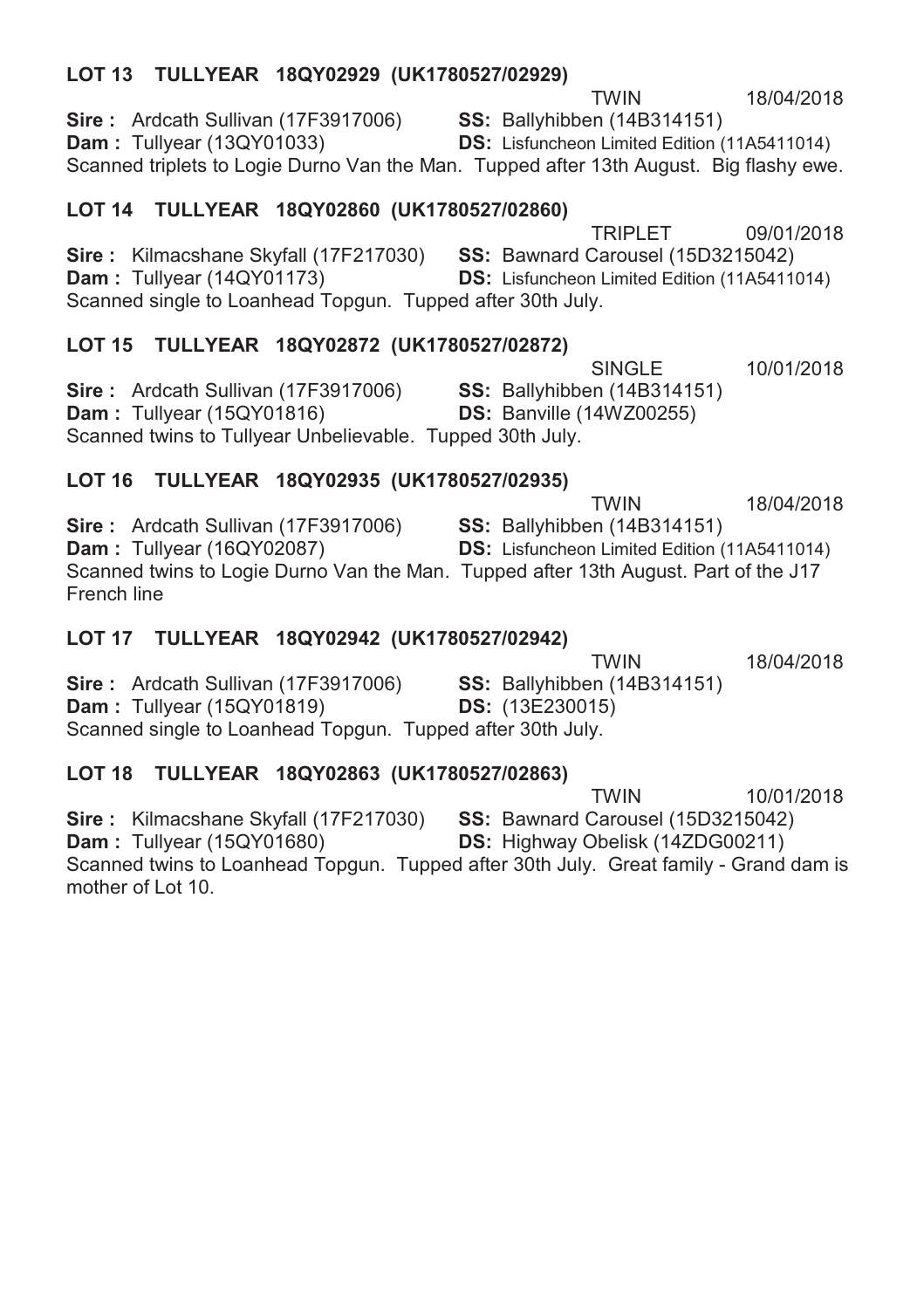### LOT 13 TULLYEAR 18QY02929 (UK1780527/02929)

TWIN 18/04/2018

**Sire :** Ardcath Sullivan (17F3917006) **SS:** Ballyhibben (14B314151)
**Dam :** Tullyear (13QY01033) **DS:** Lisfuncheon Limited Edition (11A5411014)
Scanned triplets to Logie Durno Van the Man. Tupped after 13th August. Big flashy ewe.

### LOT 14 TULLYEAR 18QY02860 (UK1780527/02860)

TRIPLET 09/01/2018

**Sire :** Kilmacshane Skyfall (17F217030) **SS:** Bawnard Carousel (15D3215042)
**Dam :** Tullyear (14QY01173) **DS:** Lisfuncheon Limited Edition (11A5411014)
Scanned single to Loanhead Topgun. Tupped after 30th July.

### LOT 15 TULLYEAR 18QY02872 (UK1780527/02872)

SINGLE 10/01/2018

**Sire :** Ardcath Sullivan (17F3917006) **SS:** Ballyhibben (14B314151)
**Dam :** Tullyear (15QY01816) **DS:** Banville (14WZ00255)
Scanned twins to Tullyear Unbelievable. Tupped 30th July.

### LOT 16 TULLYEAR 18QY02935 (UK1780527/02935)

TWIN 18/04/2018

**Sire :** Ardcath Sullivan (17F3917006) **SS:** Ballyhibben (14B314151)
**Dam :** Tullyear (16QY02087) **DS:** Lisfuncheon Limited Edition (11A5411014)
Scanned twins to Logie Durno Van the Man. Tupped after 13th August. Part of the J17 French line

### LOT 17 TULLYEAR 18QY02942 (UK1780527/02942)

TWIN 18/04/2018

**Sire :** Ardcath Sullivan (17F3917006) **SS:** Ballyhibben (14B314151)
**Dam :** Tullyear (15QY01819) **DS:** (13E230015)
Scanned single to Loanhead Topgun. Tupped after 30th July.

### LOT 18 TULLYEAR 18QY02863 (UK1780527/02863)

TWIN 10/01/2018

**Sire :** Kilmacshane Skyfall (17F217030) **SS:** Bawnard Carousel (15D3215042)
**Dam :** Tullyear (15QY01680) **DS:** Highway Obelisk (14ZDG00211)
Scanned twins to Loanhead Topgun. Tupped after 30th July. Great family - Grand dam is mother of Lot 10.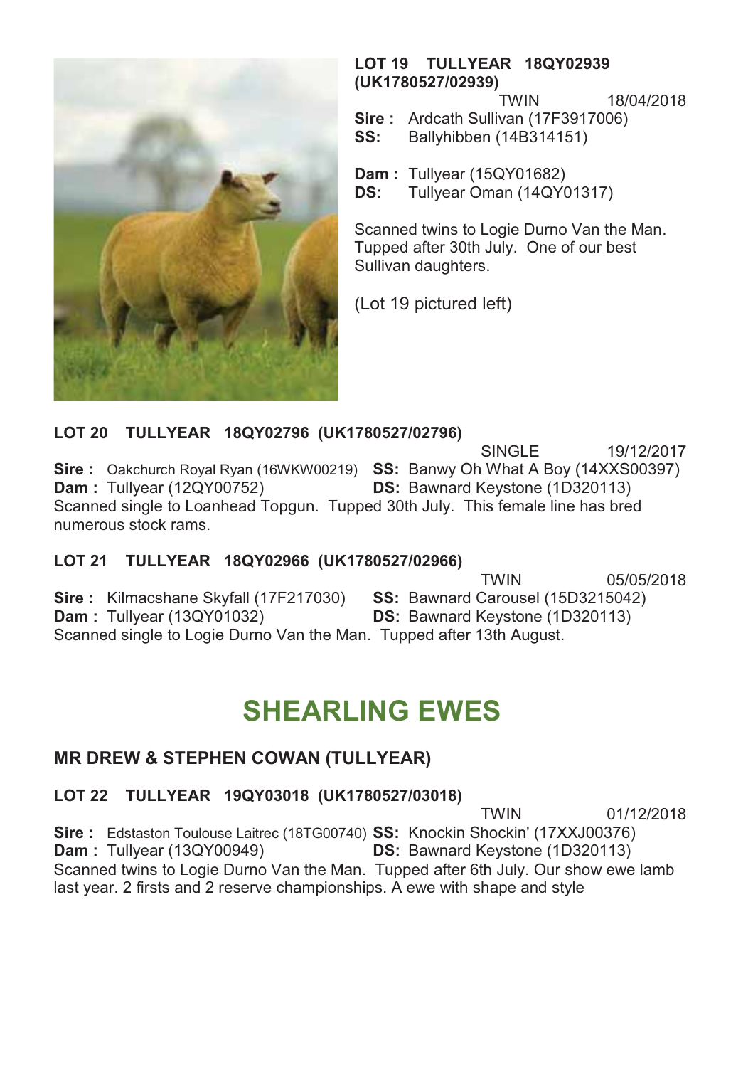**LOT 19 TULLYEAR 18QY02939 (UK1780527/02939)**

TWIN 18/04/2018

**Sire :** Ardcath Sullivan (17F3917006)
**SS:** Ballyhibben (14B314151)

**Dam :** Tullyear (15QY01682)
**DS:** Tullyear Oman (14QY01317)

Scanned twins to Logie Durno Van the Man. Tupped after 30th July. One of our best Sullivan daughters.

(Lot 19 pictured left)

**LOT 20 TULLYEAR 18QY02796 (UK1780527/02796)**

SINGLE 19/12/2017

**Sire :** Oakchurch Royal Ryan (16WKW00219) **SS:** Banwy Oh What A Boy (14XXS00397)
**Dam :** Tullyear (12QY00752) **DS:** Bawnard Keystone (1D320113)

Scanned single to Loanhead Topgun. Tupped 30th July. This female line has bred numerous stock rams.

**LOT 21 TULLYEAR 18QY02966 (UK1780527/02966)**

TWIN 05/05/2018

**Sire :** Kilmacshane Skyfall (17F217030) **SS:** Bawnard Carousel (15D3215042)
**Dam :** Tullyear (13QY01032) **DS:** Bawnard Keystone (1D320113)

Scanned single to Logie Durno Van the Man. Tupped after 13th August.

# SHEARLING EWES

## MR DREW & STEPHEN COWAN (TULLYEAR)

**LOT 22 TULLYEAR 19QY03018 (UK1780527/03018)**

TWIN 01/12/2018

**Sire :** Edstaston Toulouse Laitrec (18TG00740) **SS:** Knockin Shockin' (17XXJ00376)
**Dam :** Tullyear (13QY00949) **DS:** Bawnard Keystone (1D320113)

Scanned twins to Logie Durno Van the Man. Tupped after 6th July. Our show ewe lamb last year. 2 firsts and 2 reserve championships. A ewe with shape and style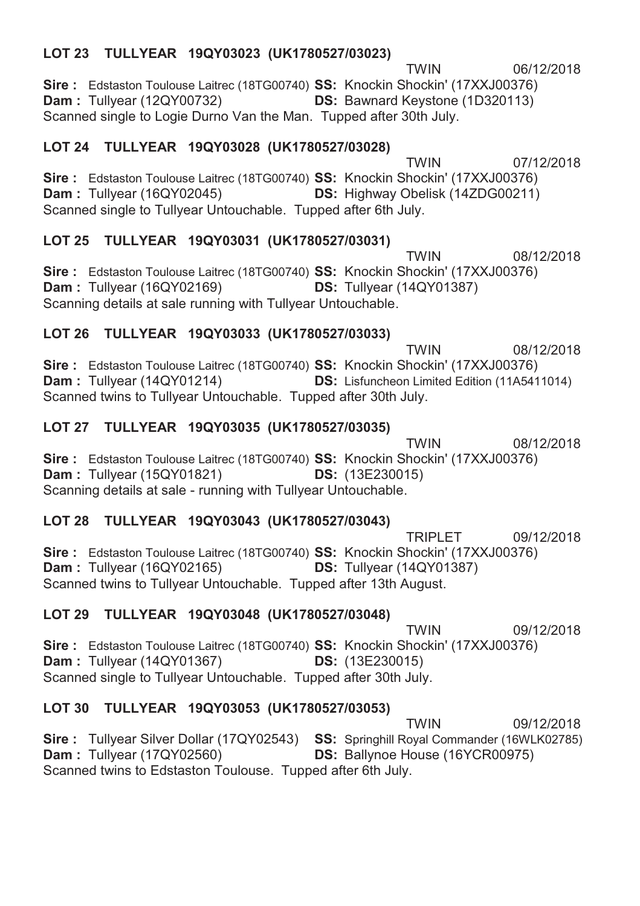**LOT 23 TULLYEAR 19QY03023 (UK1780527/03023)**

TWIN 06/12/2018

**Sire :** Edstaston Toulouse Laitrec (18TG00740) **SS:** Knockin Shockin' (17XXJ00376)
**Dam :** Tullyear (12QY00732) **DS:** Bawnard Keystone (1D320113)
Scanned single to Logie Durno Van the Man. Tupped after 30th July.

**LOT 24 TULLYEAR 19QY03028 (UK1780527/03028)**

TWIN 07/12/2018

**Sire :** Edstaston Toulouse Laitrec (18TG00740) **SS:** Knockin Shockin' (17XXJ00376)
**Dam :** Tullyear (16QY02045) **DS:** Highway Obelisk (14ZDG00211)
Scanned single to Tullyear Untouchable. Tupped after 6th July.

**LOT 25 TULLYEAR 19QY03031 (UK1780527/03031)**

TWIN 08/12/2018

**Sire :** Edstaston Toulouse Laitrec (18TG00740) **SS:** Knockin Shockin' (17XXJ00376)
**Dam :** Tullyear (16QY02169) **DS:** Tullyear (14QY01387)
Scanning details at sale running with Tullyear Untouchable.

**LOT 26 TULLYEAR 19QY03033 (UK1780527/03033)**

TWIN 08/12/2018

**Sire :** Edstaston Toulouse Laitrec (18TG00740) **SS:** Knockin Shockin' (17XXJ00376)
**Dam :** Tullyear (14QY01214) **DS:** Lisfuncheon Limited Edition (11A5411014)
Scanned twins to Tullyear Untouchable. Tupped after 30th July.

**LOT 27 TULLYEAR 19QY03035 (UK1780527/03035)**

TWIN 08/12/2018

**Sire :** Edstaston Toulouse Laitrec (18TG00740) **SS:** Knockin Shockin' (17XXJ00376)
**Dam :** Tullyear (15QY01821) **DS:** (13E230015)
Scanning details at sale - running with Tullyear Untouchable.

**LOT 28 TULLYEAR 19QY03043 (UK1780527/03043)**

TRIPLET 09/12/2018

**Sire :** Edstaston Toulouse Laitrec (18TG00740) **SS:** Knockin Shockin' (17XXJ00376)
**Dam :** Tullyear (16QY02165) **DS:** Tullyear (14QY01387)
Scanned twins to Tullyear Untouchable. Tupped after 13th August.

**LOT 29 TULLYEAR 19QY03048 (UK1780527/03048)**

TWIN 09/12/2018

**Sire :** Edstaston Toulouse Laitrec (18TG00740) **SS:** Knockin Shockin' (17XXJ00376)
**Dam :** Tullyear (14QY01367) **DS:** (13E230015)
Scanned single to Tullyear Untouchable. Tupped after 30th July.

**LOT 30 TULLYEAR 19QY03053 (UK1780527/03053)**

TWIN 09/12/2018

**Sire :** Tullyear Silver Dollar (17QY02543) **SS:** Springhill Royal Commander (16WLK02785)
**Dam :** Tullyear (17QY02560) **DS:** Ballynoe House (16YCR00975)
Scanned twins to Edstaston Toulouse. Tupped after 6th July.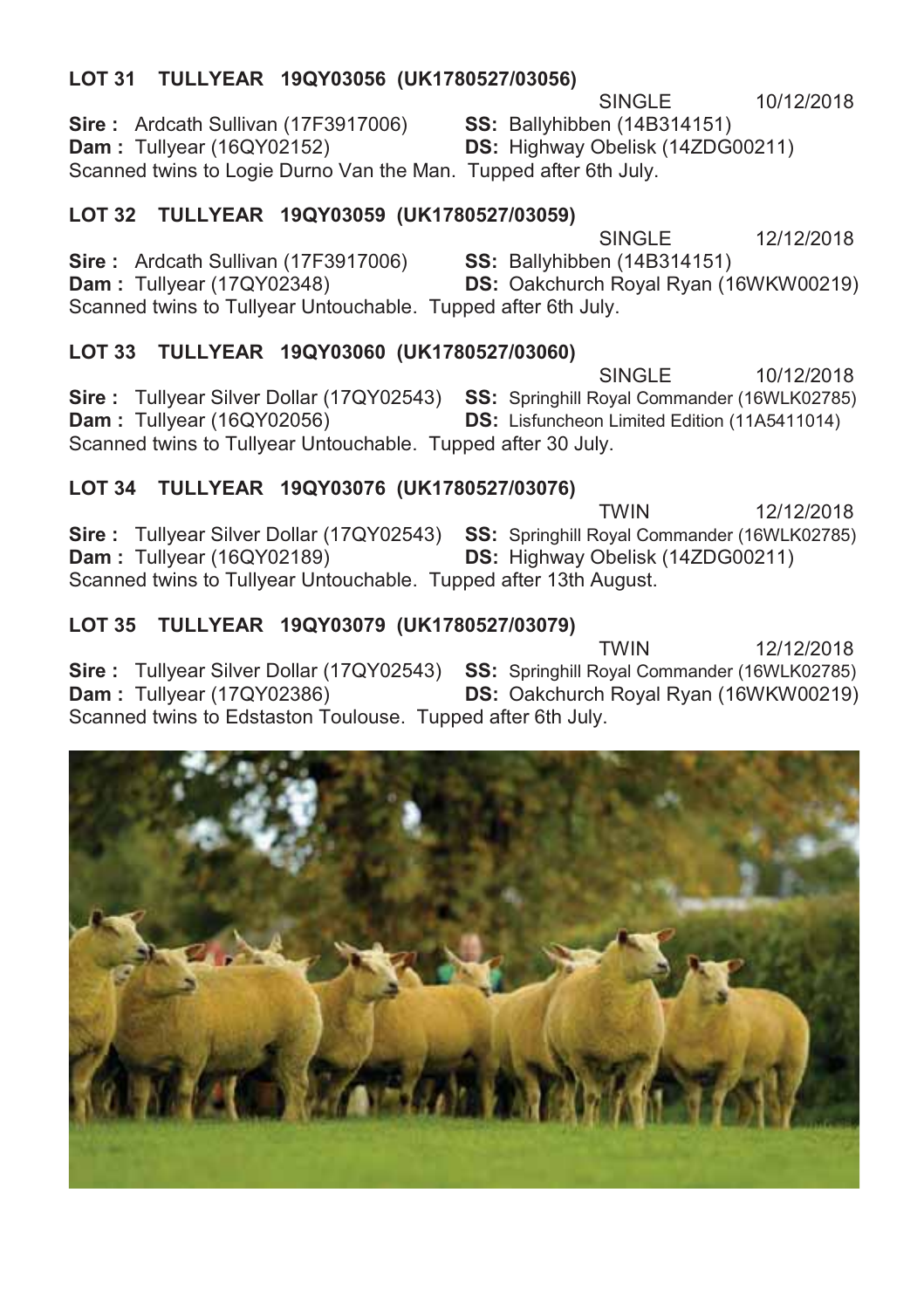**LOT 31 TULLYEAR 19QY03056 (UK1780527/03056)**

SINGLE 10/12/2018

**Sire :** Ardcath Sullivan (17F3917006) **SS:** Ballyhibben (14B314151)
**Dam :** Tullyear (16QY02152) **DS:** Highway Obelisk (14ZDG00211)
Scanned twins to Logie Durno Van the Man. Tupped after 6th July.

**LOT 32 TULLYEAR 19QY03059 (UK1780527/03059)**

SINGLE 12/12/2018

**Sire :** Ardcath Sullivan (17F3917006) **SS:** Ballyhibben (14B314151)
**Dam :** Tullyear (17QY02348) **DS:** Oakchurch Royal Ryan (16WKW00219)
Scanned twins to Tullyear Untouchable. Tupped after 6th July.

**LOT 33 TULLYEAR 19QY03060 (UK1780527/03060)**

SINGLE 10/12/2018

**Sire :** Tullyear Silver Dollar (17QY02543) **SS:** Springhill Royal Commander (16WLK02785)
**Dam :** Tullyear (16QY02056) **DS:** Lisfuncheon Limited Edition (11A5411014)
Scanned twins to Tullyear Untouchable. Tupped after 30 July.

**LOT 34 TULLYEAR 19QY03076 (UK1780527/03076)**

TWIN 12/12/2018

**Sire :** Tullyear Silver Dollar (17QY02543) **SS:** Springhill Royal Commander (16WLK02785)
**Dam :** Tullyear (16QY02189) **DS:** Highway Obelisk (14ZDG00211)
Scanned twins to Tullyear Untouchable. Tupped after 13th August.

**LOT 35 TULLYEAR 19QY03079 (UK1780527/03079)**

TWIN 12/12/2018

**Sire :** Tullyear Silver Dollar (17QY02543) **SS:** Springhill Royal Commander (16WLK02785)
**Dam :** Tullyear (17QY02386) **DS:** Oakchurch Royal Ryan (16WKW00219)
Scanned twins to Edstaston Toulouse. Tupped after 6th July.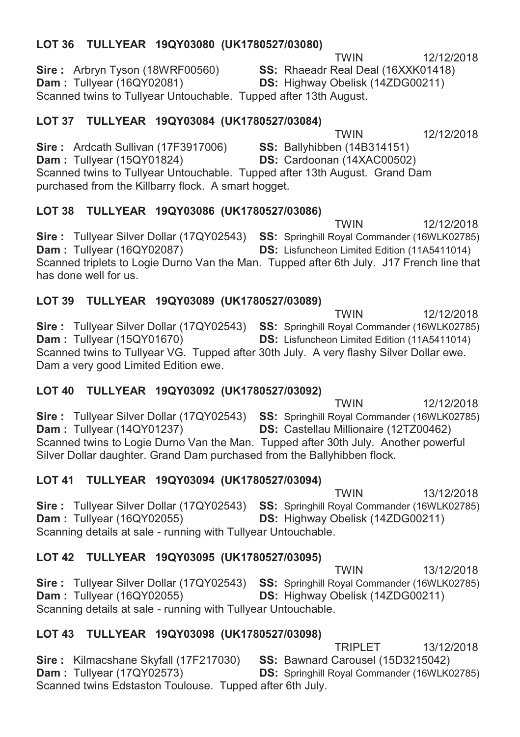### LOT 36 TULLYEAR 19QY03080 (UK1780527/03080)

TWIN 12/12/2018

**Sire :** Arbryn Tyson (18WRF00560) **SS:** Rhaeadr Real Deal (16XXK01418)
**Dam :** Tullyear (16QY02081) **DS:** Highway Obelisk (14ZDG00211)
Scanned twins to Tullyear Untouchable. Tupped after 13th August.

### LOT 37 TULLYEAR 19QY03084 (UK1780527/03084)

TWIN 12/12/2018

**Sire :** Ardcath Sullivan (17F3917006) **SS:** Ballyhibben (14B314151)
**Dam :** Tullyear (15QY01824) **DS:** Cardoonan (14XAC00502)
Scanned twins to Tullyear Untouchable. Tupped after 13th August. Grand Dam purchased from the Killbarry flock. A smart hogget.

### LOT 38 TULLYEAR 19QY03086 (UK1780527/03086)

TWIN 12/12/2018

**Sire :** Tullyear Silver Dollar (17QY02543) **SS:** Springhill Royal Commander (16WLK02785)
**Dam :** Tullyear (16QY02087) **DS:** Lisfuncheon Limited Edition (11A5411014)
Scanned triplets to Logie Durno Van the Man. Tupped after 6th July. J17 French line that has done well for us.

### LOT 39 TULLYEAR 19QY03089 (UK1780527/03089)

TWIN 12/12/2018

**Sire :** Tullyear Silver Dollar (17QY02543) **SS:** Springhill Royal Commander (16WLK02785)
**Dam :** Tullyear (15QY01670) **DS:** Lisfuncheon Limited Edition (11A5411014)
Scanned twins to Tullyear VG. Tupped after 30th July. A very flashy Silver Dollar ewe. Dam a very good Limited Edition ewe.

### LOT 40 TULLYEAR 19QY03092 (UK1780527/03092)

TWIN 12/12/2018

**Sire :** Tullyear Silver Dollar (17QY02543) **SS:** Springhill Royal Commander (16WLK02785)
**Dam :** Tullyear (14QY01237) **DS:** Castellau Millionaire (12TZ00462)
Scanned twins to Logie Durno Van the Man. Tupped after 30th July. Another powerful Silver Dollar daughter. Grand Dam purchased from the Ballyhibben flock.

### LOT 41 TULLYEAR 19QY03094 (UK1780527/03094)

TWIN 13/12/2018

**Sire :** Tullyear Silver Dollar (17QY02543) **SS:** Springhill Royal Commander (16WLK02785)
**Dam :** Tullyear (16QY02055) **DS:** Highway Obelisk (14ZDG00211)
Scanning details at sale - running with Tullyear Untouchable.

### LOT 42 TULLYEAR 19QY03095 (UK1780527/03095)

TWIN 13/12/2018

**Sire :** Tullyear Silver Dollar (17QY02543) **SS:** Springhill Royal Commander (16WLK02785)
**Dam :** Tullyear (16QY02055) **DS:** Highway Obelisk (14ZDG00211)
Scanning details at sale - running with Tullyear Untouchable.

### LOT 43 TULLYEAR 19QY03098 (UK1780527/03098)

TRIPLET 13/12/2018

**Sire :** Kilmacshane Skyfall (17F217030) **SS:** Bawnard Carousel (15D3215042)
**Dam :** Tullyear (17QY02573) **DS:** Springhill Royal Commander (16WLK02785)
Scanned twins Edstaston Toulouse. Tupped after 6th July.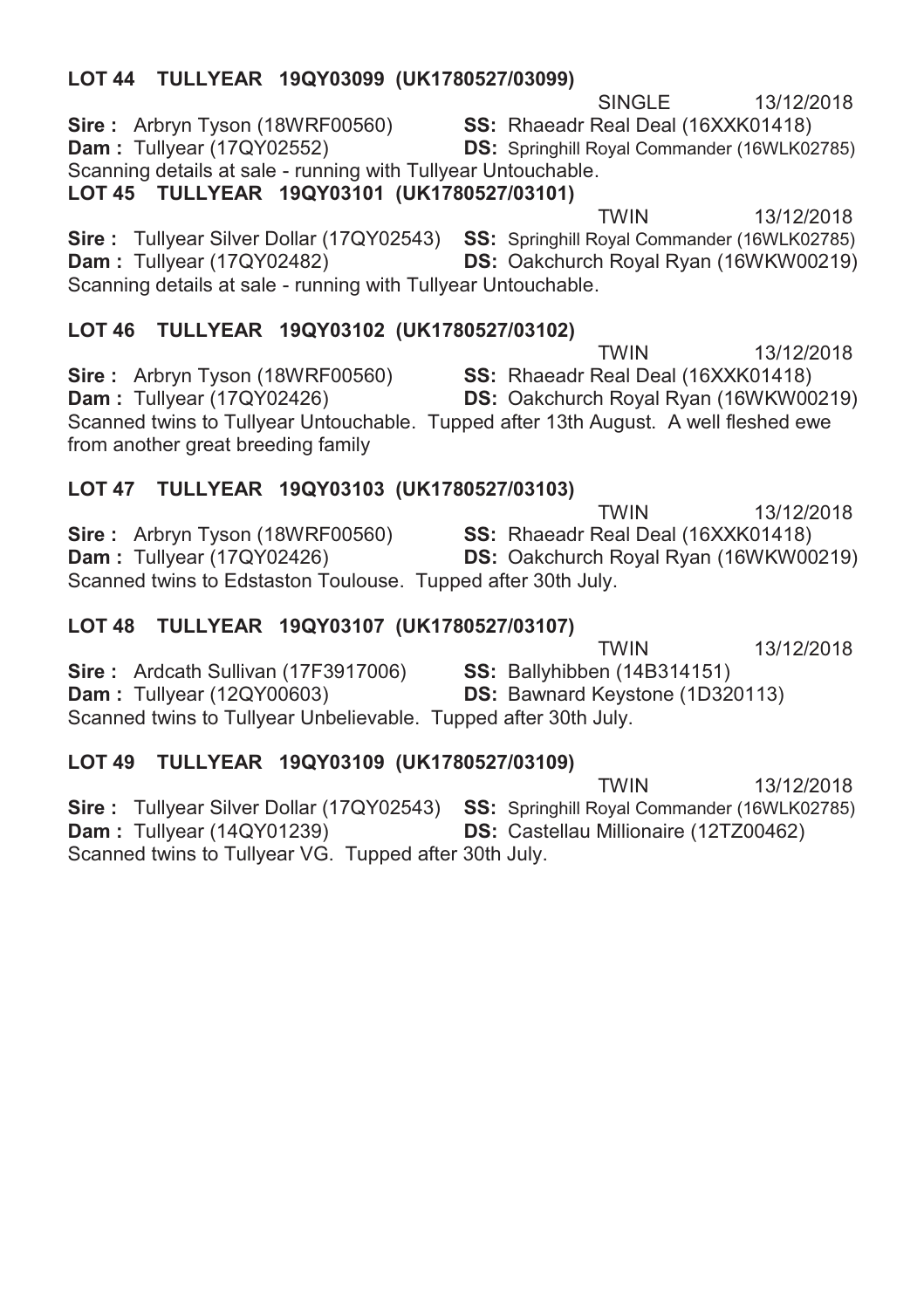**LOT 44 TULLYEAR 19QY03099 (UK1780527/03099)**

SINGLE 13/12/2018

**Sire :** Arbryn Tyson (18WRF00560) **SS:** Rhaeadr Real Deal (16XXK01418)
**Dam :** Tullyear (17QY02552) **DS:** Springhill Royal Commander (16WLK02785)
Scanning details at sale - running with Tullyear Untouchable.

**LOT 45 TULLYEAR 19QY03101 (UK1780527/03101)**

TWIN 13/12/2018

**Sire :** Tullyear Silver Dollar (17QY02543) **SS:** Springhill Royal Commander (16WLK02785)
**Dam :** Tullyear (17QY02482) **DS:** Oakchurch Royal Ryan (16WKW00219)
Scanning details at sale - running with Tullyear Untouchable.

**LOT 46 TULLYEAR 19QY03102 (UK1780527/03102)**

TWIN 13/12/2018

**Sire :** Arbryn Tyson (18WRF00560) **SS:** Rhaeadr Real Deal (16XXK01418)
**Dam :** Tullyear (17QY02426) **DS:** Oakchurch Royal Ryan (16WKW00219)
Scanned twins to Tullyear Untouchable. Tupped after 13th August. A well fleshed ewe from another great breeding family

**LOT 47 TULLYEAR 19QY03103 (UK1780527/03103)**

TWIN 13/12/2018

**Sire :** Arbryn Tyson (18WRF00560) **SS:** Rhaeadr Real Deal (16XXK01418)
**Dam :** Tullyear (17QY02426) **DS:** Oakchurch Royal Ryan (16WKW00219)
Scanned twins to Edstaston Toulouse. Tupped after 30th July.

**LOT 48 TULLYEAR 19QY03107 (UK1780527/03107)**

TWIN 13/12/2018

**Sire :** Ardcath Sullivan (17F3917006) **SS:** Ballyhibben (14B314151)
**Dam :** Tullyear (12QY00603) **DS:** Bawnard Keystone (1D320113)
Scanned twins to Tullyear Unbelievable. Tupped after 30th July.

**LOT 49 TULLYEAR 19QY03109 (UK1780527/03109)**

TWIN 13/12/2018

**Sire :** Tullyear Silver Dollar (17QY02543) **SS:** Springhill Royal Commander (16WLK02785)
**Dam :** Tullyear (14QY01239) **DS:** Castellau Millionaire (12TZ00462)
Scanned twins to Tullyear VG. Tupped after 30th July.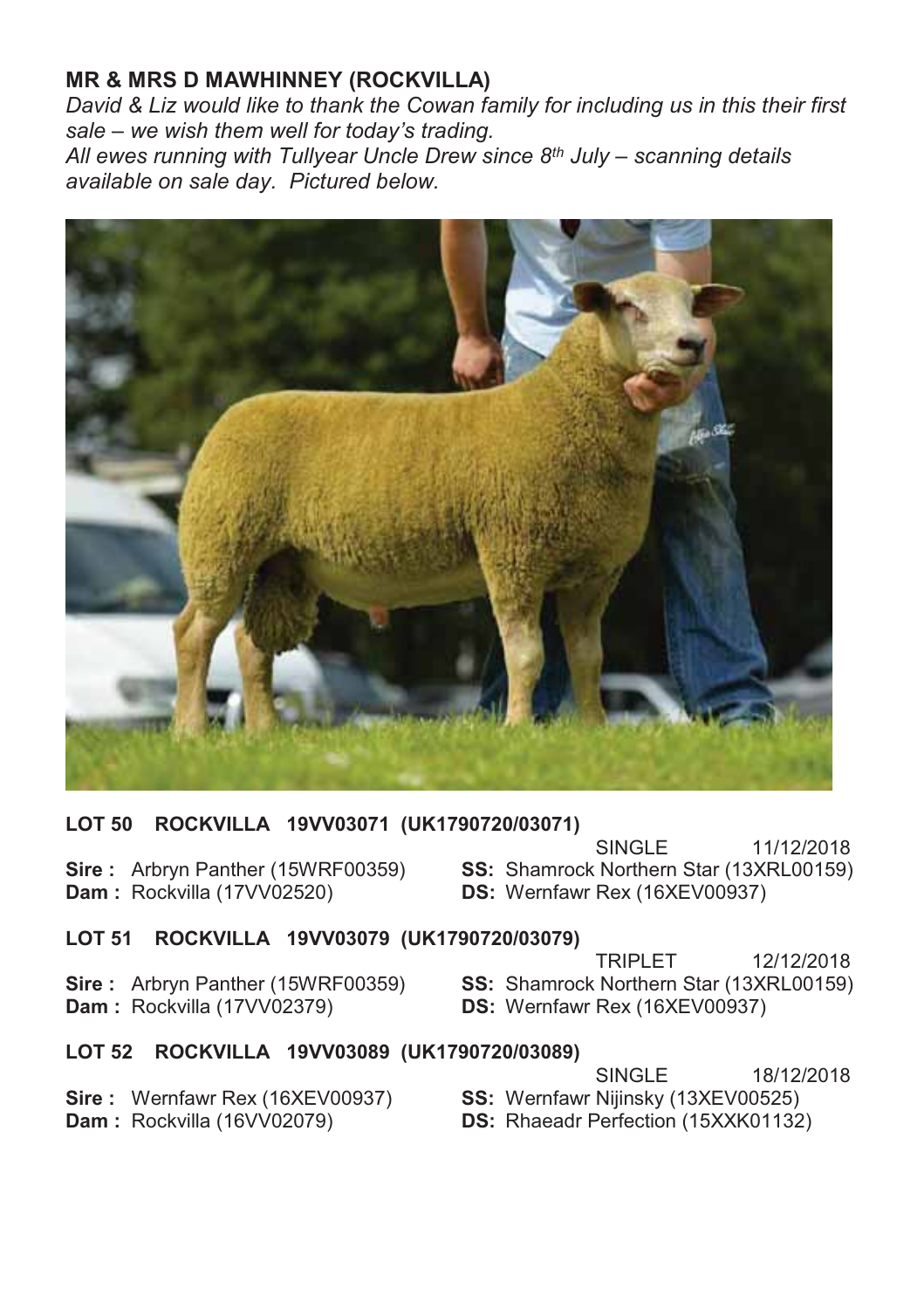## MR & MRS D MAWHINNEY (ROCKVILLA)

*David & Liz would like to thank the Cowan family for including us in this their first sale – we wish them well for today's trading.*

*All ewes running with Tullyear Uncle Drew since 8th July – scanning details available on sale day. Pictured below.*

### LOT 50 ROCKVILLA 19VV03071 (UK1790720/03071)

SINGLE 11/12/2018

**Sire :** Arbryn Panther (15WRF00359)
**Dam :** Rockvilla (17VV02520)
**SS:** Shamrock Northern Star (13XRL00159)
**DS:** Wernfawr Rex (16XEV00937)

### LOT 51 ROCKVILLA 19VV03079 (UK1790720/03079)

TRIPLET 12/12/2018

**Sire :** Arbryn Panther (15WRF00359)
**Dam :** Rockvilla (17VV02379)
**SS:** Shamrock Northern Star (13XRL00159)
**DS:** Wernfawr Rex (16XEV00937)

### LOT 52 ROCKVILLA 19VV03089 (UK1790720/03089)

SINGLE 18/12/2018

**Sire :** Wernfawr Rex (16XEV00937)
**Dam :** Rockvilla (16VV02079)
**SS:** Wernfawr Nijinsky (13XEV00525)
**DS:** Rhaeadr Perfection (15XXK01132)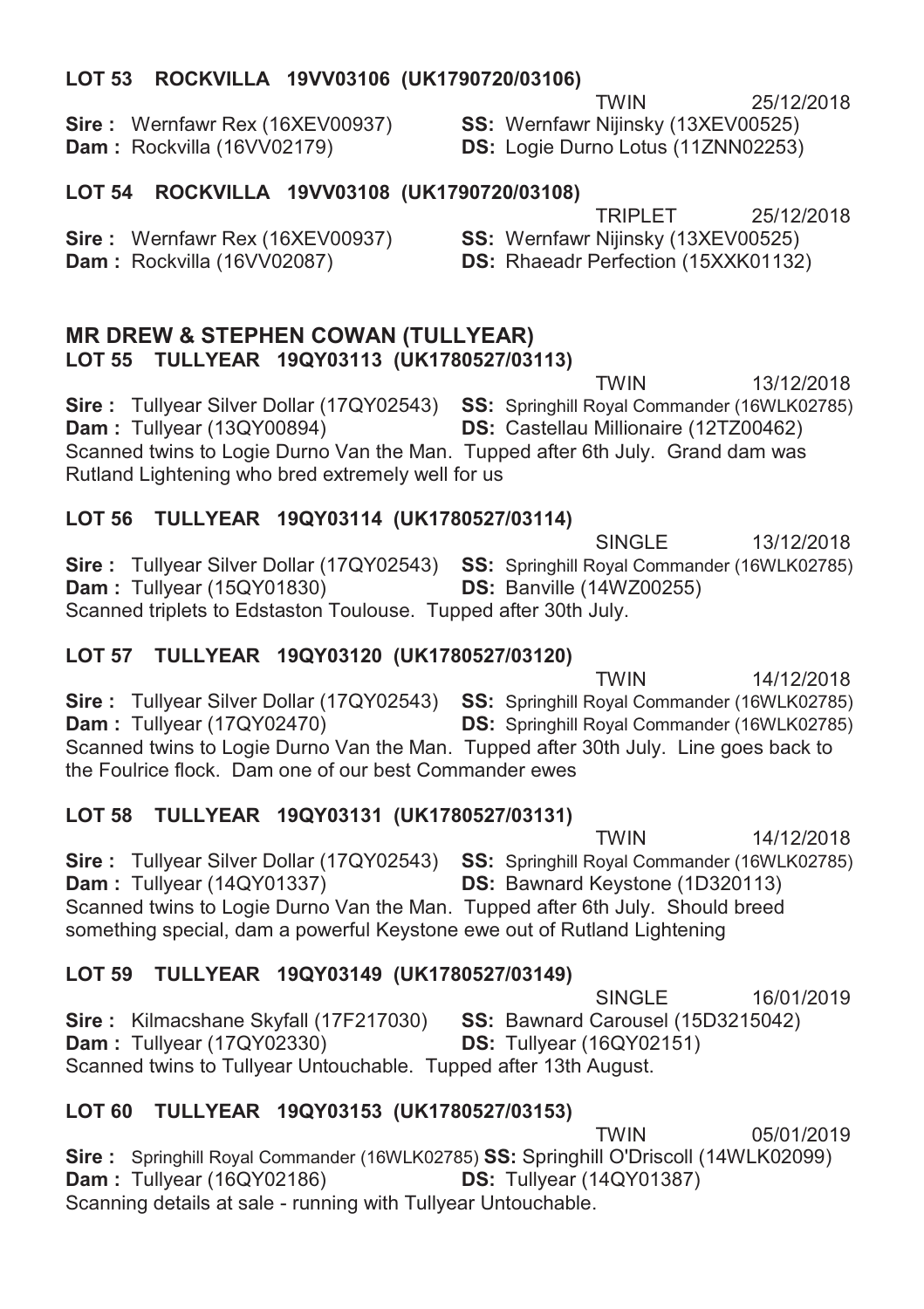**LOT 53 ROCKVILLA 19VV03106 (UK1790720/03106)**

TWIN 25/12/2018

**Sire :** Wernfawr Rex (16XEV00937) **SS:** Wernfawr Nijinsky (13XEV00525)
**Dam :** Rockvilla (16VV02179) **DS:** Logie Durno Lotus (11ZNN02253)

**LOT 54 ROCKVILLA 19VV03108 (UK1790720/03108)**

TRIPLET 25/12/2018

**Sire :** Wernfawr Rex (16XEV00937) **SS:** Wernfawr Nijinsky (13XEV00525)
**Dam :** Rockvilla (16VV02087) **DS:** Rhaeadr Perfection (15XXK01132)

## MR DREW & STEPHEN COWAN (TULLYEAR)

**LOT 55 TULLYEAR 19QY03113 (UK1780527/03113)**

TWIN 13/12/2018

**Sire :** Tullyear Silver Dollar (17QY02543) **SS:** Springhill Royal Commander (16WLK02785)
**Dam :** Tullyear (13QY00894) **DS:** Castellau Millionaire (12TZ00462)
Scanned twins to Logie Durno Van the Man. Tupped after 6th July. Grand dam was Rutland Lightening who bred extremely well for us

**LOT 56 TULLYEAR 19QY03114 (UK1780527/03114)**

SINGLE 13/12/2018

**Sire :** Tullyear Silver Dollar (17QY02543) **SS:** Springhill Royal Commander (16WLK02785)
**Dam :** Tullyear (15QY01830) **DS:** Banville (14WZ00255)
Scanned triplets to Edstaston Toulouse. Tupped after 30th July.

**LOT 57 TULLYEAR 19QY03120 (UK1780527/03120)**

TWIN 14/12/2018

**Sire :** Tullyear Silver Dollar (17QY02543) **SS:** Springhill Royal Commander (16WLK02785)
**Dam :** Tullyear (17QY02470) **DS:** Springhill Royal Commander (16WLK02785)
Scanned twins to Logie Durno Van the Man. Tupped after 30th July. Line goes back to the Foulrice flock. Dam one of our best Commander ewes

**LOT 58 TULLYEAR 19QY03131 (UK1780527/03131)**

TWIN 14/12/2018

**Sire :** Tullyear Silver Dollar (17QY02543) **SS:** Springhill Royal Commander (16WLK02785)
**Dam :** Tullyear (14QY01337) **DS:** Bawnard Keystone (1D320113)
Scanned twins to Logie Durno Van the Man. Tupped after 6th July. Should breed something special, dam a powerful Keystone ewe out of Rutland Lightening

**LOT 59 TULLYEAR 19QY03149 (UK1780527/03149)**

SINGLE 16/01/2019

**Sire :** Kilmacshane Skyfall (17F217030) **SS:** Bawnard Carousel (15D3215042)
**Dam :** Tullyear (17QY02330) **DS:** Tullyear (16QY02151)
Scanned twins to Tullyear Untouchable. Tupped after 13th August.

**LOT 60 TULLYEAR 19QY03153 (UK1780527/03153)**

TWIN 05/01/2019

**Sire :** Springhill Royal Commander (16WLK02785) **SS:** Springhill O'Driscoll (14WLK02099)
**Dam :** Tullyear (16QY02186) **DS:** Tullyear (14QY01387)
Scanning details at sale - running with Tullyear Untouchable.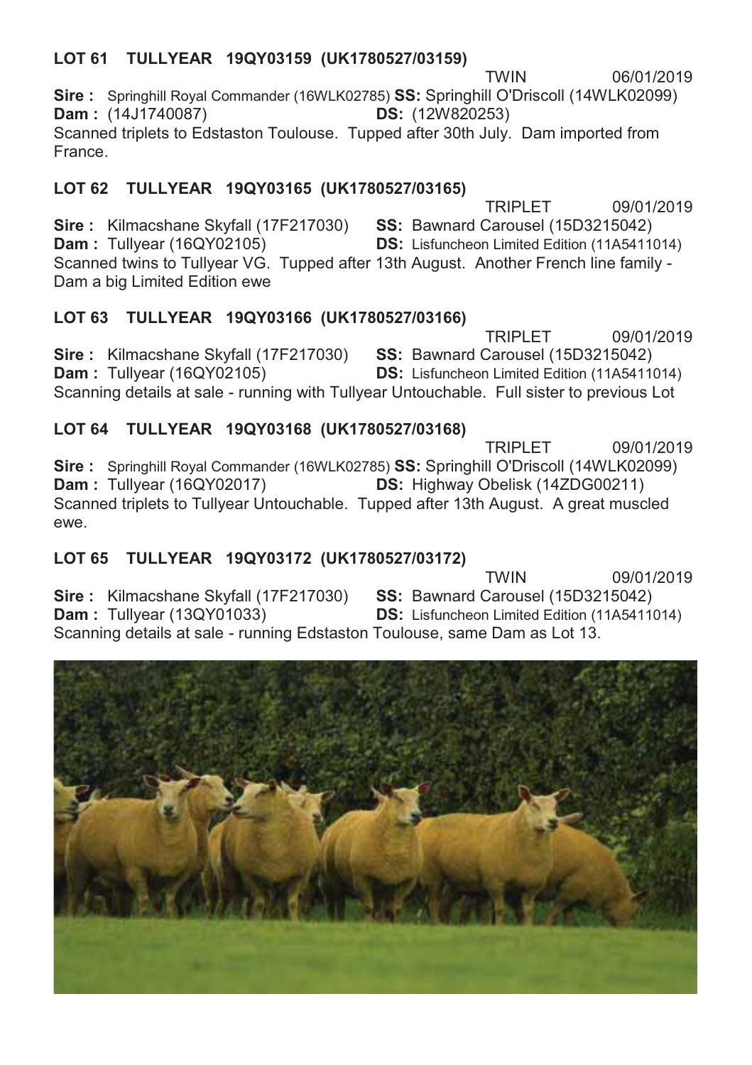**LOT 61 TULLYEAR 19QY03159 (UK1780527/03159)**

TWIN 06/01/2019

**Sire :** Springhill Royal Commander (16WLK02785) **SS:** Springhill O'Driscoll (14WLK02099)
**Dam :** (14J1740087) **DS:** (12W820253)

Scanned triplets to Edstaston Toulouse. Tupped after 30th July. Dam imported from France.

**LOT 62 TULLYEAR 19QY03165 (UK1780527/03165)**

TRIPLET 09/01/2019

**Sire :** Kilmacshane Skyfall (17F217030) **SS:** Bawnard Carousel (15D3215042)
**Dam :** Tullyear (16QY02105) **DS:** Lisfuncheon Limited Edition (11A5411014)

Scanned twins to Tullyear VG. Tupped after 13th August. Another French line family - Dam a big Limited Edition ewe

**LOT 63 TULLYEAR 19QY03166 (UK1780527/03166)**

TRIPLET 09/01/2019

**Sire :** Kilmacshane Skyfall (17F217030) **SS:** Bawnard Carousel (15D3215042)
**Dam :** Tullyear (16QY02105) **DS:** Lisfuncheon Limited Edition (11A5411014)

Scanning details at sale - running with Tullyear Untouchable. Full sister to previous Lot

**LOT 64 TULLYEAR 19QY03168 (UK1780527/03168)**

TRIPLET 09/01/2019

**Sire :** Springhill Royal Commander (16WLK02785) **SS:** Springhill O'Driscoll (14WLK02099)
**Dam :** Tullyear (16QY02017) **DS:** Highway Obelisk (14ZDG00211)

Scanned triplets to Tullyear Untouchable. Tupped after 13th August. A great muscled ewe.

**LOT 65 TULLYEAR 19QY03172 (UK1780527/03172)**

TWIN 09/01/2019

**Sire :** Kilmacshane Skyfall (17F217030) **SS:** Bawnard Carousel (15D3215042)
**Dam :** Tullyear (13QY01033) **DS:** Lisfuncheon Limited Edition (11A5411014)

Scanning details at sale - running Edstaston Toulouse, same Dam as Lot 13.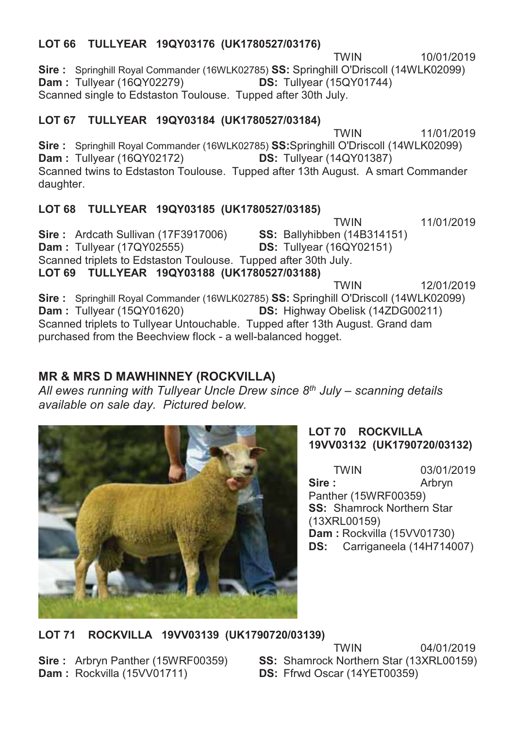**LOT 66 TULLYEAR 19QY03176 (UK1780527/03176)**

TWIN 10/01/2019

**Sire :** Springhill Royal Commander (16WLK02785) **SS:** Springhill O'Driscoll (14WLK02099)
**Dam :** Tullyear (16QY02279) **DS:** Tullyear (15QY01744)
Scanned single to Edstaston Toulouse. Tupped after 30th July.

**LOT 67 TULLYEAR 19QY03184 (UK1780527/03184)**

TWIN 11/01/2019

**Sire :** Springhill Royal Commander (16WLK02785) **SS:** Springhill O'Driscoll (14WLK02099)
**Dam :** Tullyear (16QY02172) **DS:** Tullyear (14QY01387)
Scanned twins to Edstaston Toulouse. Tupped after 13th August. A smart Commander daughter.

**LOT 68 TULLYEAR 19QY03185 (UK1780527/03185)**

TWIN 11/01/2019

**Sire :** Ardcath Sullivan (17F3917006) **SS:** Ballyhibben (14B314151)
**Dam :** Tullyear (17QY02555) **DS:** Tullyear (16QY02151)
Scanned triplets to Edstaston Toulouse. Tupped after 30th July.

**LOT 69 TULLYEAR 19QY03188 (UK1780527/03188)**

TWIN 12/01/2019

**Sire :** Springhill Royal Commander (16WLK02785) **SS:** Springhill O'Driscoll (14WLK02099)
**Dam :** Tullyear (15QY01620) **DS:** Highway Obelisk (14ZDG00211)
Scanned triplets to Tullyear Untouchable. Tupped after 13th August. Grand dam purchased from the Beechview flock - a well-balanced hogget.

## MR & MRS D MAWHINNEY (ROCKVILLA)

*All ewes running with Tullyear Uncle Drew since 8th July – scanning details available on sale day. Pictured below.*

**LOT 70 ROCKVILLA 19VV03132 (UK1790720/03132)**

TWIN 03/01/2019

**Sire :** Arbryn Panther (15WRF00359)
**SS:** Shamrock Northern Star (13XRL00159)
**Dam :** Rockvilla (15VV01730)
**DS:** Carriganeela (14H714007)

**LOT 71 ROCKVILLA 19VV03139 (UK1790720/03139)**

TWIN 04/01/2019

**Sire :** Arbryn Panther (15WRF00359) **SS:** Shamrock Northern Star (13XRL00159)
**Dam :** Rockvilla (15VV01711) **DS:** Ffrwd Oscar (14YET00359)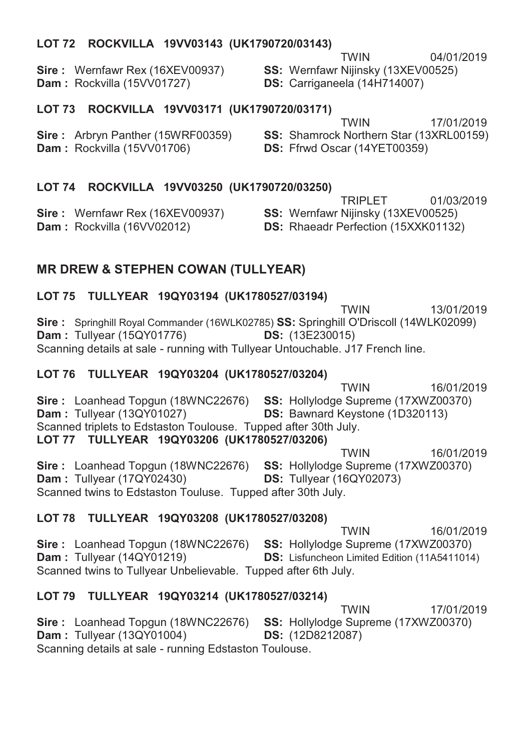**LOT 72 ROCKVILLA 19VV03143 (UK1790720/03143)**

TWIN 04/01/2019

**Sire :** Wernfawr Rex (16XEV00937) **SS:** Wernfawr Nijinsky (13XEV00525)
**Dam :** Rockvilla (15VV01727) **DS:** Carriganeela (14H714007)

**LOT 73 ROCKVILLA 19VV03171 (UK1790720/03171)**

TWIN 17/01/2019

**Sire :** Arbryn Panther (15WRF00359) **SS:** Shamrock Northern Star (13XRL00159)
**Dam :** Rockvilla (15VV01706) **DS:** Ffrwd Oscar (14YET00359)

**LOT 74 ROCKVILLA 19VV03250 (UK1790720/03250)**

TRIPLET 01/03/2019

**Sire :** Wernfawr Rex (16XEV00937) **SS:** Wernfawr Nijinsky (13XEV00525)
**Dam :** Rockvilla (16VV02012) **DS:** Rhaeadr Perfection (15XXK01132)

## MR DREW & STEPHEN COWAN (TULLYEAR)

**LOT 75 TULLYEAR 19QY03194 (UK1780527/03194)**

TWIN 13/01/2019

**Sire :** Springhill Royal Commander (16WLK02785) **SS:** Springhill O'Driscoll (14WLK02099)
**Dam :** Tullyear (15QY01776) **DS:** (13E230015)
Scanning details at sale - running with Tullyear Untouchable. J17 French line.

**LOT 76 TULLYEAR 19QY03204 (UK1780527/03204)**

TWIN 16/01/2019

**Sire :** Loanhead Topgun (18WNC22676) **SS:** Hollylodge Supreme (17XWZ00370)
**Dam :** Tullyear (13QY01027) **DS:** Bawnard Keystone (1D320113)
Scanned triplets to Edstaston Toulouse. Tupped after 30th July.

**LOT 77 TULLYEAR 19QY03206 (UK1780527/03206)**

TWIN 16/01/2019

**Sire :** Loanhead Topgun (18WNC22676) **SS:** Hollylodge Supreme (17XWZ00370)
**Dam :** Tullyear (17QY02430) **DS:** Tullyear (16QY02073)
Scanned twins to Edstaston Touluse. Tupped after 30th July.

**LOT 78 TULLYEAR 19QY03208 (UK1780527/03208)**

TWIN 16/01/2019

**Sire :** Loanhead Topgun (18WNC22676) **SS:** Hollylodge Supreme (17XWZ00370)
**Dam :** Tullyear (14QY01219) **DS:** Lisfuncheon Limited Edition (11A5411014)
Scanned twins to Tullyear Unbelievable. Tupped after 6th July.

**LOT 79 TULLYEAR 19QY03214 (UK1780527/03214)**

TWIN 17/01/2019

**Sire :** Loanhead Topgun (18WNC22676) **SS:** Hollylodge Supreme (17XWZ00370)
**Dam :** Tullyear (13QY01004) **DS:** (12D8212087)
Scanning details at sale - running Edstaston Toulouse.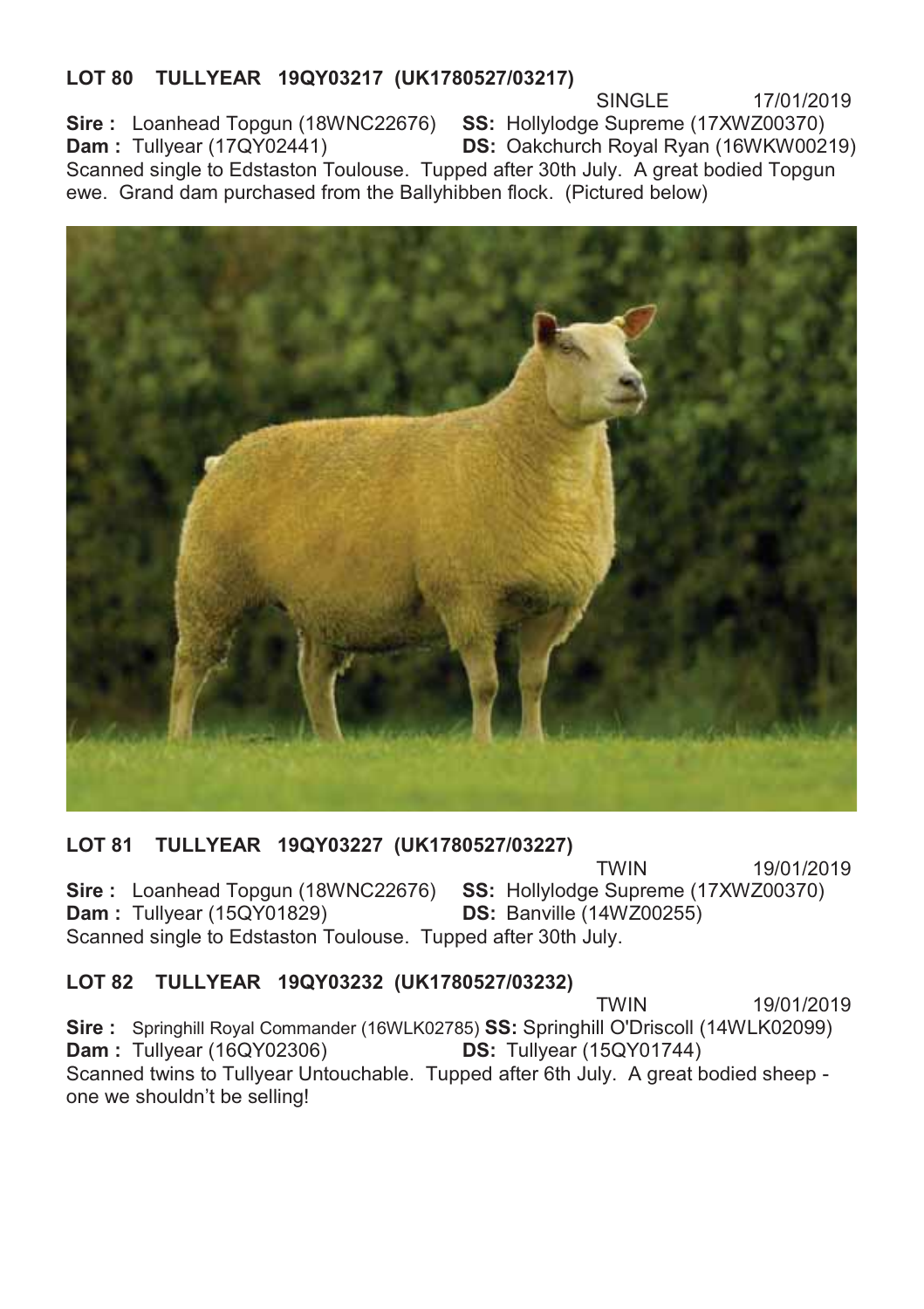**LOT 80 TULLYEAR 19QY03217 (UK1780527/03217)**

SINGLE 17/01/2019

**Sire :** Loanhead Topgun (18WNC22676) **SS:** Hollylodge Supreme (17XWZ00370)
**Dam :** Tullyear (17QY02441) **DS:** Oakchurch Royal Ryan (16WKW00219)
Scanned single to Edstaston Toulouse. Tupped after 30th July. A great bodied Topgun ewe. Grand dam purchased from the Ballyhibben flock. (Pictured below)

**LOT 81 TULLYEAR 19QY03227 (UK1780527/03227)**

TWIN 19/01/2019

**Sire :** Loanhead Topgun (18WNC22676) **SS:** Hollylodge Supreme (17XWZ00370)
**Dam :** Tullyear (15QY01829) **DS:** Banville (14WZ00255)
Scanned single to Edstaston Toulouse. Tupped after 30th July.

**LOT 82 TULLYEAR 19QY03232 (UK1780527/03232)**

TWIN 19/01/2019

**Sire :** Springhill Royal Commander (16WLK02785) **SS:** Springhill O'Driscoll (14WLK02099)
**Dam :** Tullyear (16QY02306) **DS:** Tullyear (15QY01744)
Scanned twins to Tullyear Untouchable. Tupped after 6th July. A great bodied sheep - one we shouldn't be selling!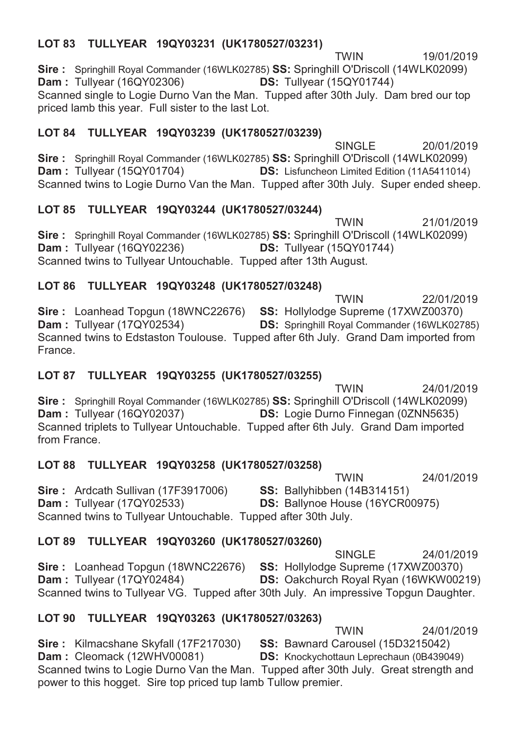### LOT 83 TULLYEAR 19QY03231 (UK1780527/03231)

TWIN 19/01/2019

**Sire :** Springhill Royal Commander (16WLK02785) **SS:** Springhill O'Driscoll (14WLK02099)
**Dam :** Tullyear (16QY02306) **DS:** Tullyear (15QY01744)
Scanned single to Logie Durno Van the Man. Tupped after 30th July. Dam bred our top priced lamb this year. Full sister to the last Lot.

### LOT 84 TULLYEAR 19QY03239 (UK1780527/03239)

SINGLE 20/01/2019

**Sire :** Springhill Royal Commander (16WLK02785) **SS:** Springhill O'Driscoll (14WLK02099)
**Dam :** Tullyear (15QY01704) **DS:** Lisfuncheon Limited Edition (11A5411014)
Scanned twins to Logie Durno Van the Man. Tupped after 30th July. Super ended sheep.

### LOT 85 TULLYEAR 19QY03244 (UK1780527/03244)

TWIN 21/01/2019

**Sire :** Springhill Royal Commander (16WLK02785) **SS:** Springhill O'Driscoll (14WLK02099)
**Dam :** Tullyear (16QY02236) **DS:** Tullyear (15QY01744)
Scanned twins to Tullyear Untouchable. Tupped after 13th August.

### LOT 86 TULLYEAR 19QY03248 (UK1780527/03248)

TWIN 22/01/2019

**Sire :** Loanhead Topgun (18WNC22676) **SS:** Hollylodge Supreme (17XWZ00370)
**Dam :** Tullyear (17QY02534) **DS:** Springhill Royal Commander (16WLK02785)
Scanned twins to Edstaston Toulouse. Tupped after 6th July. Grand Dam imported from France.

### LOT 87 TULLYEAR 19QY03255 (UK1780527/03255)

TWIN 24/01/2019

**Sire :** Springhill Royal Commander (16WLK02785) **SS:** Springhill O'Driscoll (14WLK02099)
**Dam :** Tullyear (16QY02037) **DS:** Logie Durno Finnegan (0ZNN5635)
Scanned triplets to Tullyear Untouchable. Tupped after 6th July. Grand Dam imported from France.

### LOT 88 TULLYEAR 19QY03258 (UK1780527/03258)

TWIN 24/01/2019

**Sire :** Ardcath Sullivan (17F3917006) **SS:** Ballyhibben (14B314151)
**Dam :** Tullyear (17QY02533) **DS:** Ballynoe House (16YCR00975)
Scanned twins to Tullyear Untouchable. Tupped after 30th July.

### LOT 89 TULLYEAR 19QY03260 (UK1780527/03260)

SINGLE 24/01/2019

**Sire :** Loanhead Topgun (18WNC22676) **SS:** Hollylodge Supreme (17XWZ00370)
**Dam :** Tullyear (17QY02484) **DS:** Oakchurch Royal Ryan (16WKW00219)
Scanned twins to Tullyear VG. Tupped after 30th July. An impressive Topgun Daughter.

### LOT 90 TULLYEAR 19QY03263 (UK1780527/03263)

TWIN 24/01/2019

**Sire :** Kilmacshane Skyfall (17F217030) **SS:** Bawnard Carousel (15D3215042)
**Dam :** Cleomack (12WHV00081) **DS:** Knockychottaun Leprechaun (0B439049)
Scanned twins to Logie Durno Van the Man. Tupped after 30th July. Great strength and power to this hogget. Sire top priced tup lamb Tullow premier.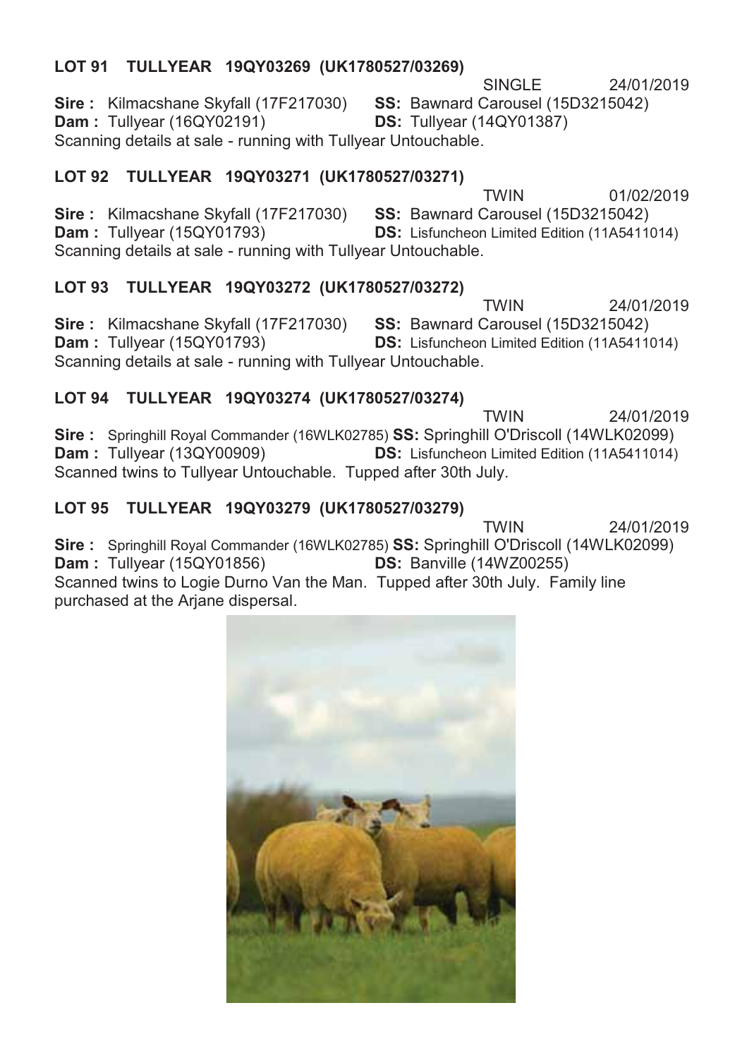**LOT 91 TULLYEAR 19QY03269 (UK1780527/03269)**

SINGLE 24/01/2019

**Sire :** Kilmacshane Skyfall (17F217030) **SS:** Bawnard Carousel (15D3215042)
**Dam :** Tullyear (16QY02191) **DS:** Tullyear (14QY01387)
Scanning details at sale - running with Tullyear Untouchable.

**LOT 92 TULLYEAR 19QY03271 (UK1780527/03271)**

TWIN 01/02/2019

**Sire :** Kilmacshane Skyfall (17F217030) **SS:** Bawnard Carousel (15D3215042)
**Dam :** Tullyear (15QY01793) **DS:** Lisfuncheon Limited Edition (11A5411014)
Scanning details at sale - running with Tullyear Untouchable.

**LOT 93 TULLYEAR 19QY03272 (UK1780527/03272)**

TWIN 24/01/2019

**Sire :** Kilmacshane Skyfall (17F217030) **SS:** Bawnard Carousel (15D3215042)
**Dam :** Tullyear (15QY01793) **DS:** Lisfuncheon Limited Edition (11A5411014)
Scanning details at sale - running with Tullyear Untouchable.

**LOT 94 TULLYEAR 19QY03274 (UK1780527/03274)**

TWIN 24/01/2019

**Sire :** Springhill Royal Commander (16WLK02785) **SS:** Springhill O'Driscoll (14WLK02099)
**Dam :** Tullyear (13QY00909) **DS:** Lisfuncheon Limited Edition (11A5411014)
Scanned twins to Tullyear Untouchable. Tupped after 30th July.

**LOT 95 TULLYEAR 19QY03279 (UK1780527/03279)**

TWIN 24/01/2019

**Sire :** Springhill Royal Commander (16WLK02785) **SS:** Springhill O'Driscoll (14WLK02099)
**Dam :** Tullyear (15QY01856) **DS:** Banville (14WZ00255)
Scanned twins to Logie Durno Van the Man. Tupped after 30th July. Family line purchased at the Arjane dispersal.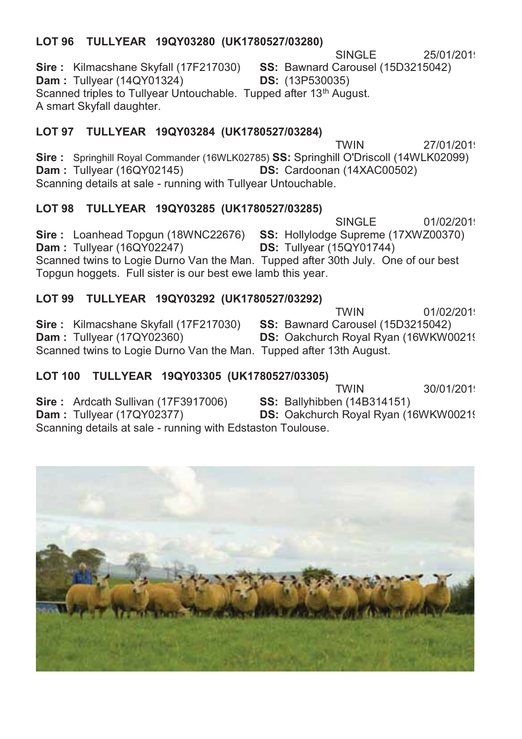### LOT 96 TULLYEAR 19QY03280 (UK1780527/03280)

SINGLE 25/01/2019

**Sire :** Kilmacshane Skyfall (17F217030) **SS:** Bawnard Carousel (15D3215042)
**Dam :** Tullyear (14QY01324) **DS:** (13P530035)
Scanned triples to Tullyear Untouchable. Tupped after 13th August.
A smart Skyfall daughter.

### LOT 97 TULLYEAR 19QY03284 (UK1780527/03284)

TWIN 27/01/2019

**Sire :** Springhill Royal Commander (16WLK02785) **SS:** Springhill O'Driscoll (14WLK02099)
**Dam :** Tullyear (16QY02145) **DS:** Cardoonan (14XAC00502)
Scanning details at sale - running with Tullyear Untouchable.

### LOT 98 TULLYEAR 19QY03285 (UK1780527/03285)

SINGLE 01/02/2019

**Sire :** Loanhead Topgun (18WNC22676) **SS:** Hollylodge Supreme (17XWZ00370)
**Dam :** Tullyear (16QY02247) **DS:** Tullyear (15QY01744)
Scanned twins to Logie Durno Van the Man. Tupped after 30th July. One of our best Topgun hoggets. Full sister is our best ewe lamb this year.

### LOT 99 TULLYEAR 19QY03292 (UK1780527/03292)

TWIN 01/02/2019

**Sire :** Kilmacshane Skyfall (17F217030) **SS:** Bawnard Carousel (15D3215042)
**Dam :** Tullyear (17QY02360) **DS:** Oakchurch Royal Ryan (16WKW00219
Scanned twins to Logie Durno Van the Man. Tupped after 13th August.

### LOT 100 TULLYEAR 19QY03305 (UK1780527/03305)

TWIN 30/01/2019

**Sire :** Ardcath Sullivan (17F3917006) **SS:** Ballyhibben (14B314151)
**Dam :** Tullyear (17QY02377) **DS:** Oakchurch Royal Ryan (16WKW00219
Scanning details at sale - running with Edstaston Toulouse.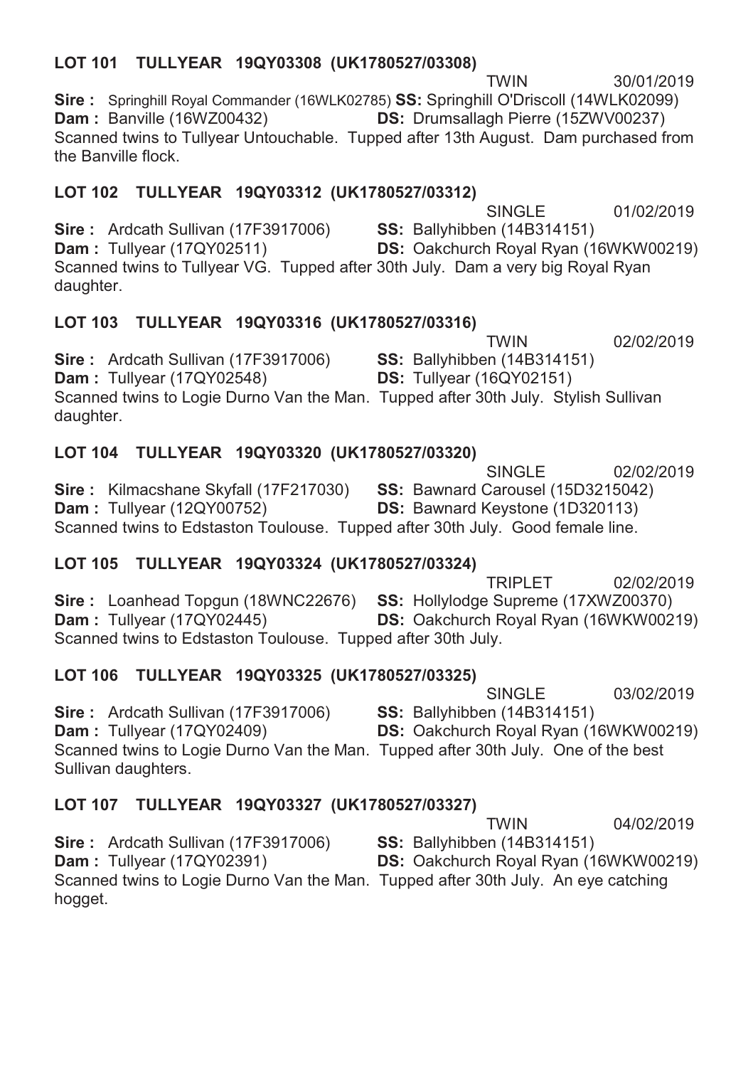**LOT 101 TULLYEAR 19QY03308 (UK1780527/03308)**

TWIN 30/01/2019

**Sire :** Springhill Royal Commander (16WLK02785) **SS:** Springhill O'Driscoll (14WLK02099)
**Dam :** Banville (16WZ00432) **DS:** Drumsallagh Pierre (15ZWV00237)

Scanned twins to Tullyear Untouchable. Tupped after 13th August. Dam purchased from the Banville flock.

**LOT 102 TULLYEAR 19QY03312 (UK1780527/03312)**

SINGLE 01/02/2019

**Sire :** Ardcath Sullivan (17F3917006) **SS:** Ballyhibben (14B314151)
**Dam :** Tullyear (17QY02511) **DS:** Oakchurch Royal Ryan (16WKW00219)

Scanned twins to Tullyear VG. Tupped after 30th July. Dam a very big Royal Ryan daughter.

**LOT 103 TULLYEAR 19QY03316 (UK1780527/03316)**

TWIN 02/02/2019

**Sire :** Ardcath Sullivan (17F3917006) **SS:** Ballyhibben (14B314151)
**Dam :** Tullyear (17QY02548) **DS:** Tullyear (16QY02151)

Scanned twins to Logie Durno Van the Man. Tupped after 30th July. Stylish Sullivan daughter.

**LOT 104 TULLYEAR 19QY03320 (UK1780527/03320)**

SINGLE 02/02/2019

**Sire :** Kilmacshane Skyfall (17F217030) **SS:** Bawnard Carousel (15D3215042)
**Dam :** Tullyear (12QY00752) **DS:** Bawnard Keystone (1D320113)

Scanned twins to Edstaston Toulouse. Tupped after 30th July. Good female line.

**LOT 105 TULLYEAR 19QY03324 (UK1780527/03324)**

TRIPLET 02/02/2019

**Sire :** Loanhead Topgun (18WNC22676) **SS:** Hollylodge Supreme (17XWZ00370)
**Dam :** Tullyear (17QY02445) **DS:** Oakchurch Royal Ryan (16WKW00219)

Scanned twins to Edstaston Toulouse. Tupped after 30th July.

**LOT 106 TULLYEAR 19QY03325 (UK1780527/03325)**

SINGLE 03/02/2019

**Sire :** Ardcath Sullivan (17F3917006) **SS:** Ballyhibben (14B314151)
**Dam :** Tullyear (17QY02409) **DS:** Oakchurch Royal Ryan (16WKW00219)

Scanned twins to Logie Durno Van the Man. Tupped after 30th July. One of the best Sullivan daughters.

**LOT 107 TULLYEAR 19QY03327 (UK1780527/03327)**

TWIN 04/02/2019

**Sire :** Ardcath Sullivan (17F3917006) **SS:** Ballyhibben (14B314151)
**Dam :** Tullyear (17QY02391) **DS:** Oakchurch Royal Ryan (16WKW00219)

Scanned twins to Logie Durno Van the Man. Tupped after 30th July. An eye catching hogget.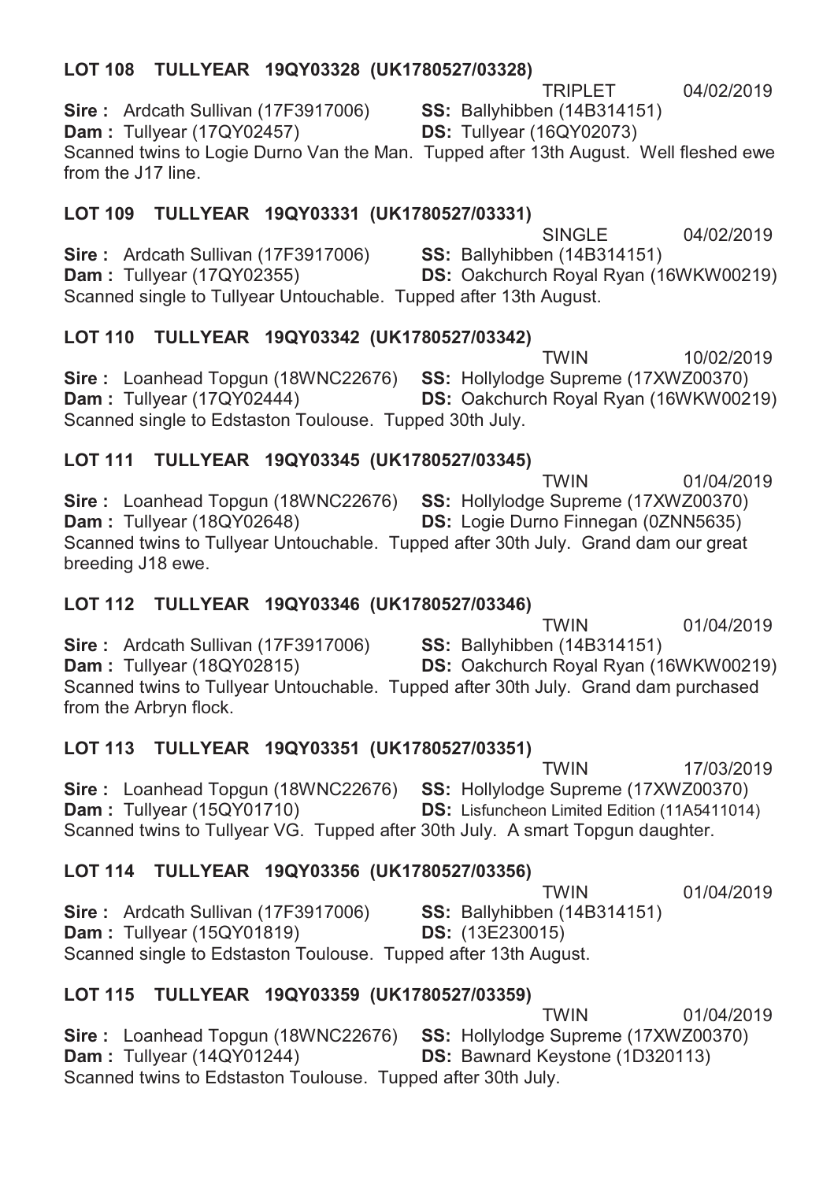### LOT 108 TULLYEAR 19QY03328 (UK1780527/03328)

TRIPLET 04/02/2019

**Sire :** Ardcath Sullivan (17F3917006) **SS:** Ballyhibben (14B314151)
**Dam :** Tullyear (17QY02457) **DS:** Tullyear (16QY02073)
Scanned twins to Logie Durno Van the Man. Tupped after 13th August. Well fleshed ewe from the J17 line.

### LOT 109 TULLYEAR 19QY03331 (UK1780527/03331)

SINGLE 04/02/2019

**Sire :** Ardcath Sullivan (17F3917006) **SS:** Ballyhibben (14B314151)
**Dam :** Tullyear (17QY02355) **DS:** Oakchurch Royal Ryan (16WKW00219)
Scanned single to Tullyear Untouchable. Tupped after 13th August.

### LOT 110 TULLYEAR 19QY03342 (UK1780527/03342)

TWIN 10/02/2019

**Sire :** Loanhead Topgun (18WNC22676) **SS:** Hollylodge Supreme (17XWZ00370)
**Dam :** Tullyear (17QY02444) **DS:** Oakchurch Royal Ryan (16WKW00219)
Scanned single to Edstaston Toulouse. Tupped 30th July.

### LOT 111 TULLYEAR 19QY03345 (UK1780527/03345)

TWIN 01/04/2019

**Sire :** Loanhead Topgun (18WNC22676) **SS:** Hollylodge Supreme (17XWZ00370)
**Dam :** Tullyear (18QY02648) **DS:** Logie Durno Finnegan (0ZNN5635)
Scanned twins to Tullyear Untouchable. Tupped after 30th July. Grand dam our great breeding J18 ewe.

### LOT 112 TULLYEAR 19QY03346 (UK1780527/03346)

TWIN 01/04/2019

**Sire :** Ardcath Sullivan (17F3917006) **SS:** Ballyhibben (14B314151)
**Dam :** Tullyear (18QY02815) **DS:** Oakchurch Royal Ryan (16WKW00219)
Scanned twins to Tullyear Untouchable. Tupped after 30th July. Grand dam purchased from the Arbryn flock.

### LOT 113 TULLYEAR 19QY03351 (UK1780527/03351)

TWIN 17/03/2019

**Sire :** Loanhead Topgun (18WNC22676) **SS:** Hollylodge Supreme (17XWZ00370)
**Dam :** Tullyear (15QY01710) **DS:** Lisfuncheon Limited Edition (11A5411014)
Scanned twins to Tullyear VG. Tupped after 30th July. A smart Topgun daughter.

### LOT 114 TULLYEAR 19QY03356 (UK1780527/03356)

TWIN 01/04/2019

**Sire :** Ardcath Sullivan (17F3917006) **SS:** Ballyhibben (14B314151)
**Dam :** Tullyear (15QY01819) **DS:** (13E230015)
Scanned single to Edstaston Toulouse. Tupped after 13th August.

### LOT 115 TULLYEAR 19QY03359 (UK1780527/03359)

TWIN 01/04/2019

**Sire :** Loanhead Topgun (18WNC22676) **SS:** Hollylodge Supreme (17XWZ00370)
**Dam :** Tullyear (14QY01244) **DS:** Bawnard Keystone (1D320113)
Scanned twins to Edstaston Toulouse. Tupped after 30th July.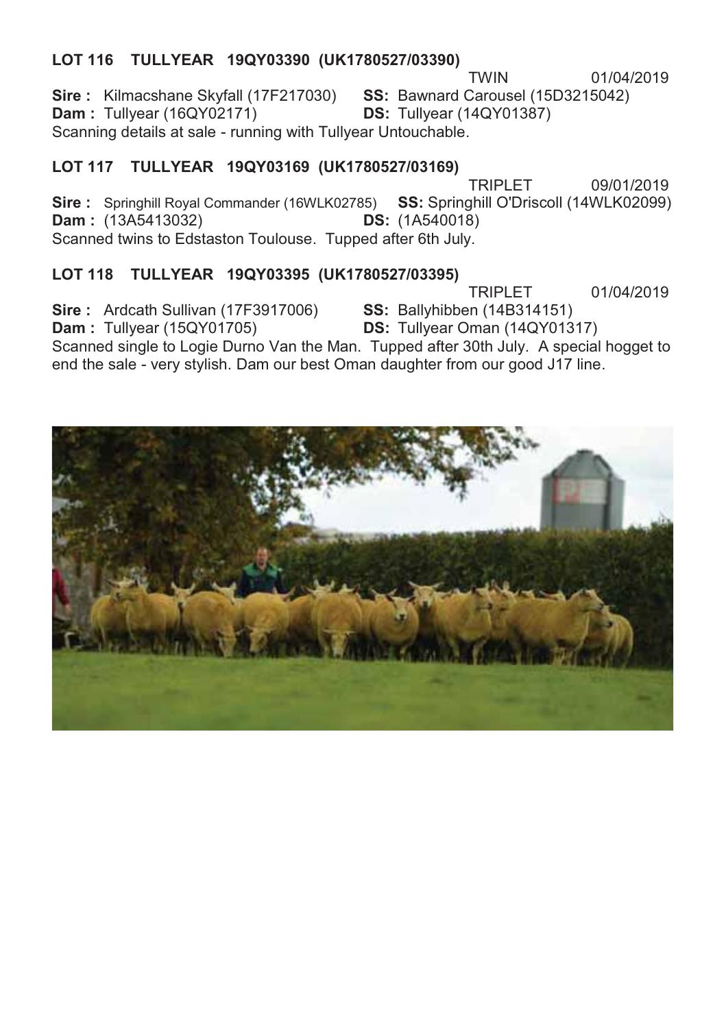**LOT 116 TULLYEAR 19QY03390 (UK1780527/03390)**

TWIN 01/04/2019

**Sire :** Kilmacshane Skyfall (17F217030) **SS:** Bawnard Carousel (15D3215042)
**Dam :** Tullyear (16QY02171) **DS:** Tullyear (14QY01387)
Scanning details at sale - running with Tullyear Untouchable.

**LOT 117 TULLYEAR 19QY03169 (UK1780527/03169)**

TRIPLET 09/01/2019

**Sire :** Springhill Royal Commander (16WLK02785) **SS:** Springhill O'Driscoll (14WLK02099)
**Dam :** (13A5413032) **DS:** (1A540018)
Scanned twins to Edstaston Toulouse. Tupped after 6th July.

**LOT 118 TULLYEAR 19QY03395 (UK1780527/03395)**

TRIPLET 01/04/2019

**Sire :** Ardcath Sullivan (17F3917006) **SS:** Ballyhibben (14B314151)
**Dam :** Tullyear (15QY01705) **DS:** Tullyear Oman (14QY01317)
Scanned single to Logie Durno Van the Man. Tupped after 30th July. A special hogget to end the sale - very stylish. Dam our best Oman daughter from our good J17 line.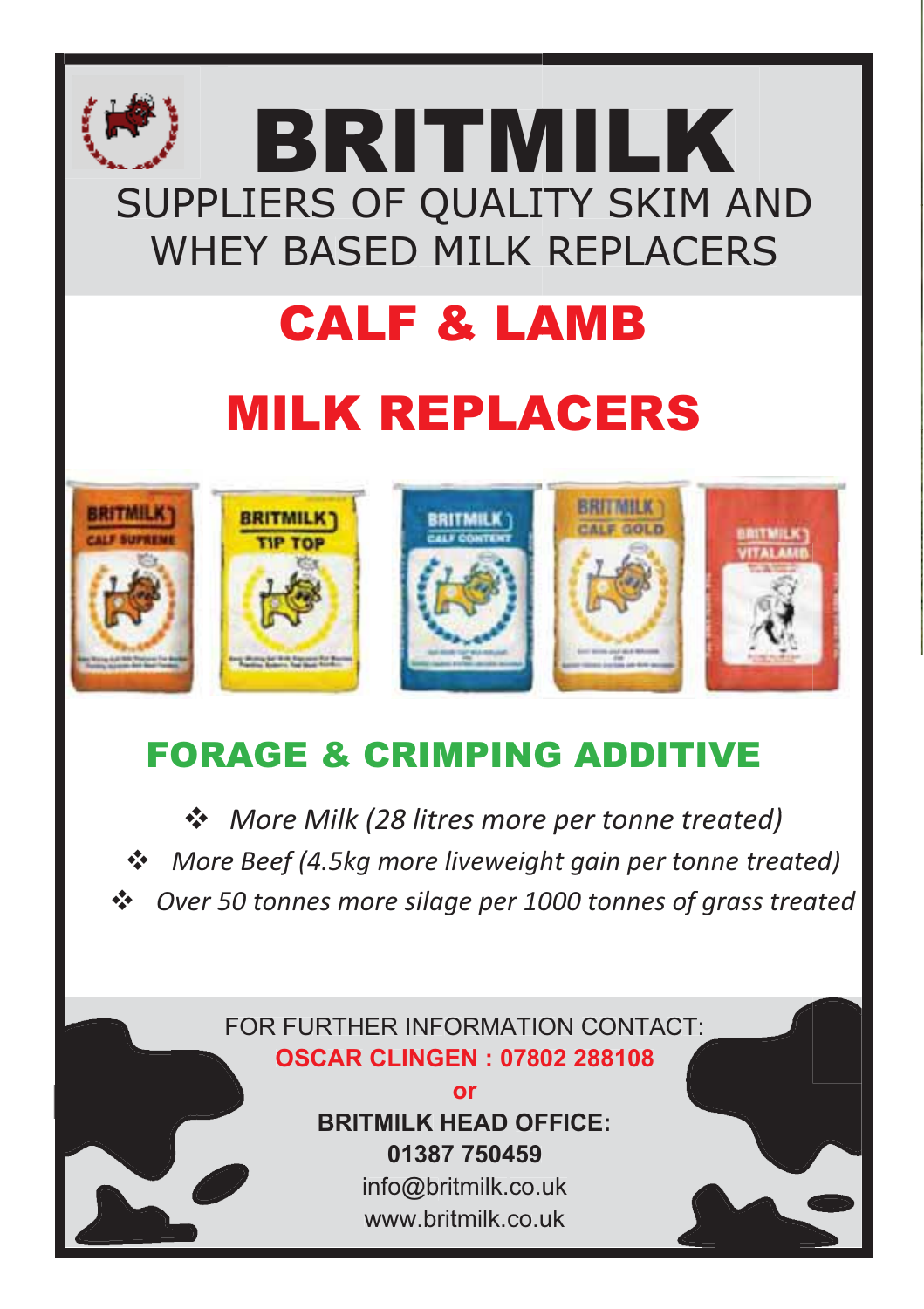# BRITMILK

SUPPLIERS OF QUALITY SKIM AND WHEY BASED MILK REPLACERS

## CALF & LAMB

## MILK REPLACERS

## FORAGE & CRIMPING ADDITIVE

- *More Milk (28 litres more per tonne treated)*
- *More Beef (4.5kg more liveweight gain per tonne treated)*
- *Over 50 tonnes more silage per 1000 tonnes of grass treated*

FOR FURTHER INFORMATION CONTACT:

**OSCAR CLINGEN : 07802 288108**

**or**

**BRITMILK HEAD OFFICE:**

**01387 750459**

info@britmilk.co.uk

www.britmilk.co.uk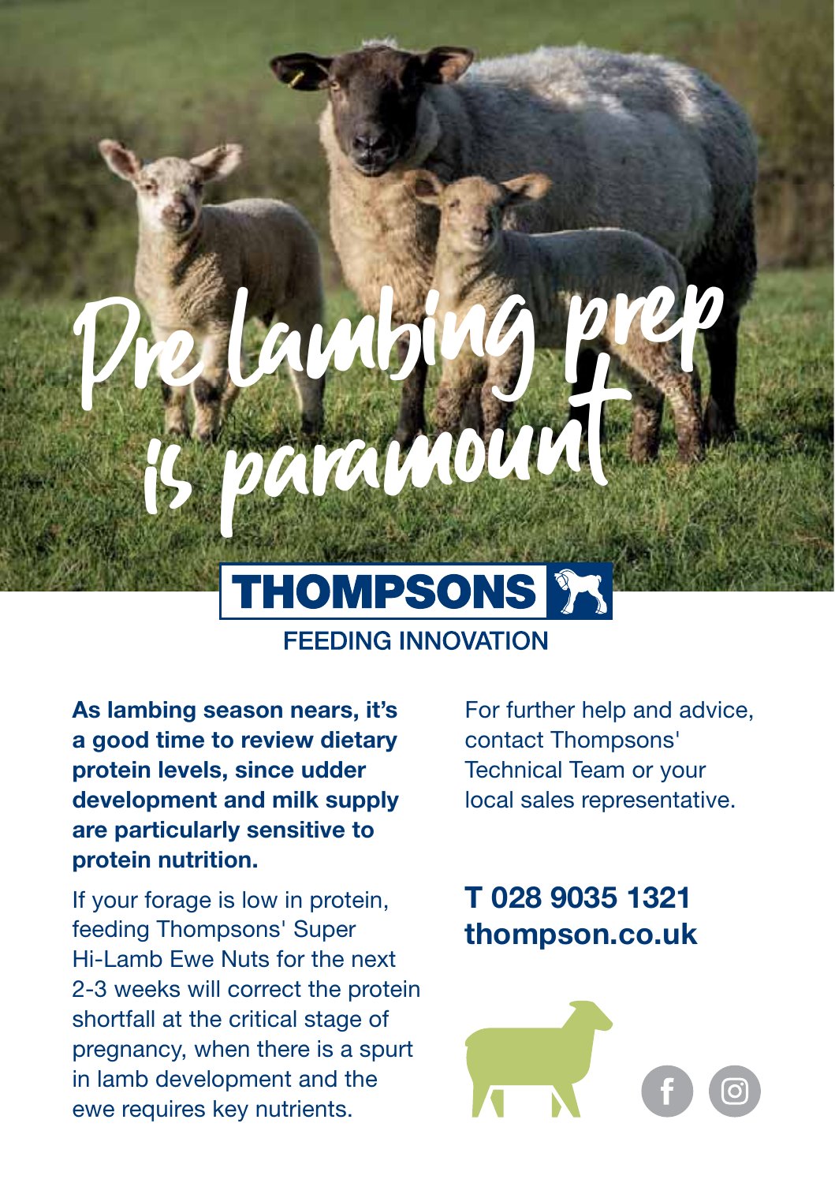# Pre Lambing prep is paramount

THOMPSONS

FEEDING INNOVATION

**As lambing season nears, it's a good time to review dietary protein levels, since udder development and milk supply are particularly sensitive to protein nutrition.**

If your forage is low in protein, feeding Thompsons' Super Hi-Lamb Ewe Nuts for the next 2-3 weeks will correct the protein shortfall at the critical stage of pregnancy, when there is a spurt in lamb development and the ewe requires key nutrients.

For further help and advice, contact Thompsons' Technical Team or your local sales representative.

**T 028 9035 1321**
**thompson.co.uk**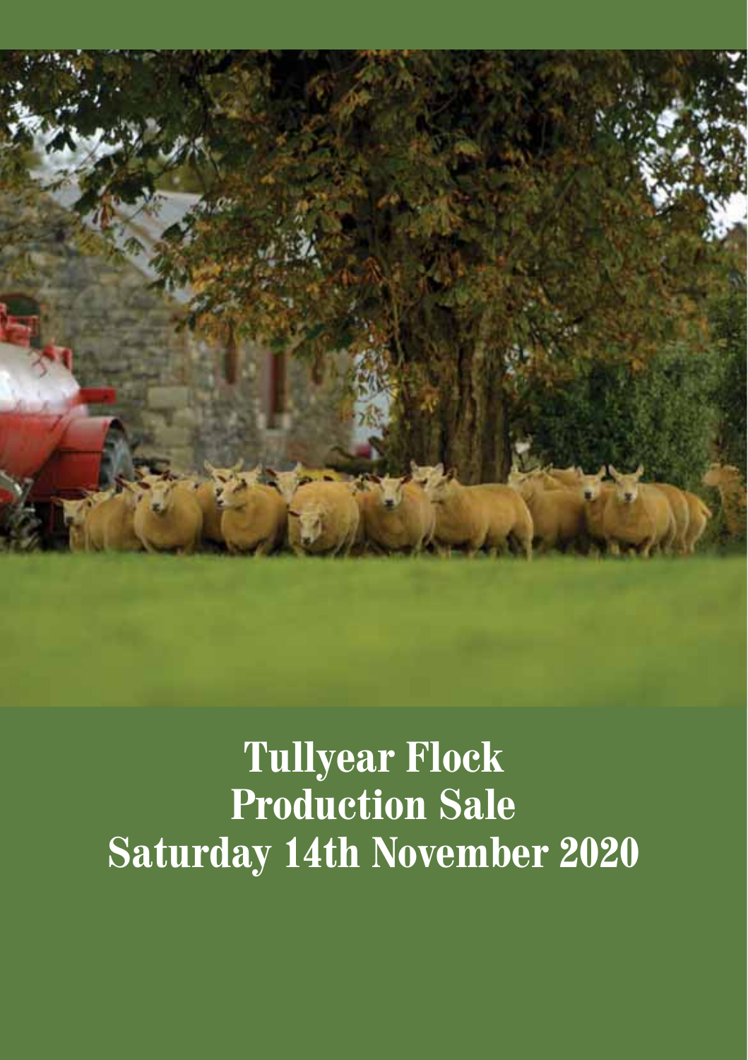# Tullyear Flock
# Production Sale
# Saturday 14th November 2020